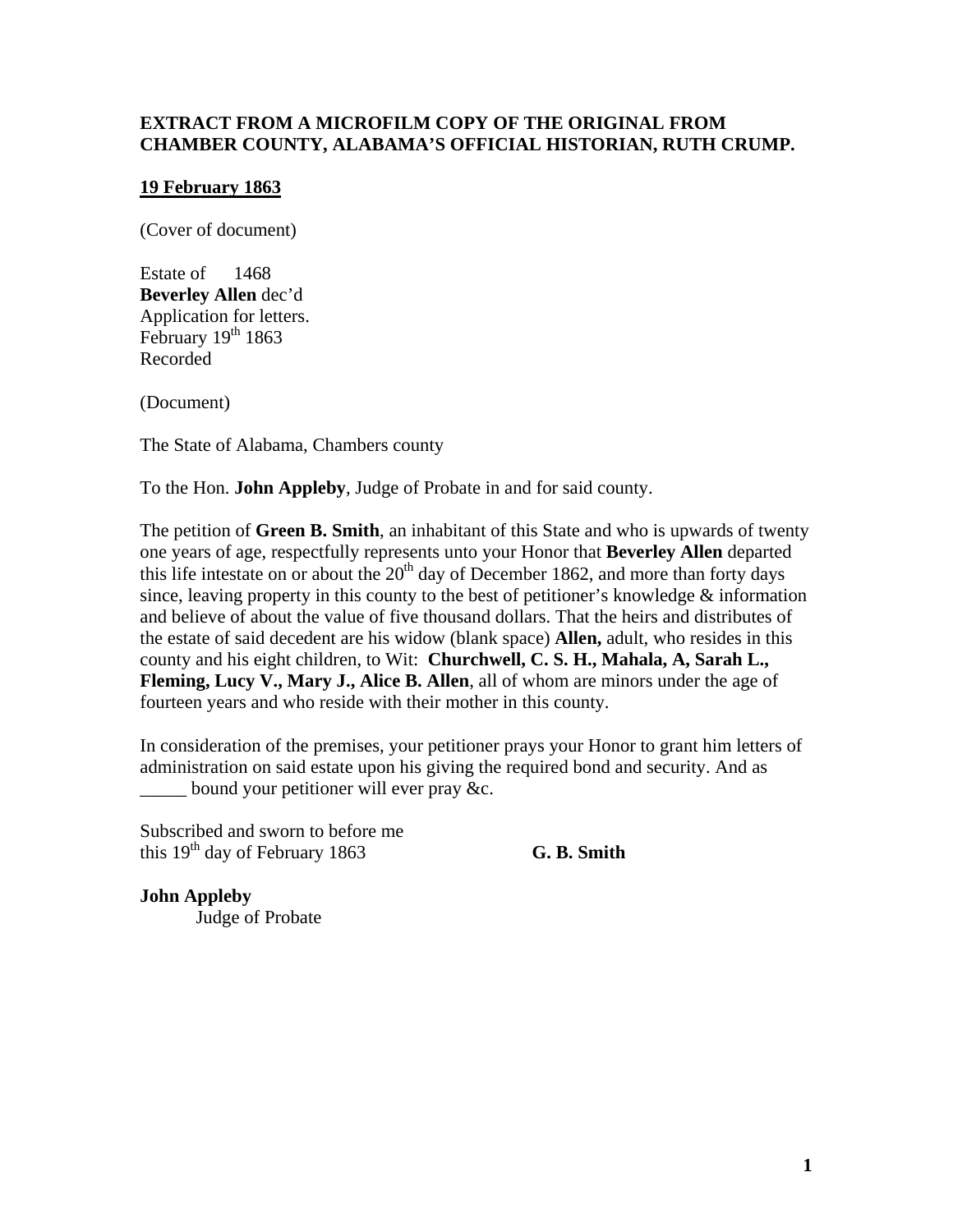**EXTRACT FROM A MICROFILM COPY OF THE ORIGINAL FROM CHAMBER COUNTY, ALABAMA'S OFFICIAL HISTORIAN, RUTH CRUMP.**

**19 February 1863**

(Cover of document)

Estate of 1468
**Beverley Allen** dec'd
Application for letters.
February 19th 1863
Recorded

(Document)

The State of Alabama, Chambers county

To the Hon. **John Appleby**, Judge of Probate in and for said county.

The petition of **Green B. Smith**, an inhabitant of this State and who is upwards of twenty one years of age, respectfully represents unto your Honor that **Beverley Allen** departed this life intestate on or about the 20th day of December 1862, and more than forty days since, leaving property in this county to the best of petitioner's knowledge & information and believe of about the value of five thousand dollars. That the heirs and distributes of the estate of said decedent are his widow (blank space) **Allen,** adult, who resides in this county and his eight children, to Wit: **Churchwell, C. S. H., Mahala, A, Sarah L., Fleming, Lucy V., Mary J., Alice B. Allen**, all of whom are minors under the age of fourteen years and who reside with their mother in this county.

In consideration of the premises, your petitioner prays your Honor to grant him letters of administration on said estate upon his giving the required bond and security. And as _____ bound your petitioner will ever pray &c.

Subscribed and sworn to before me
this 19th day of February 1863 **G. B. Smith**

**John Appleby**
Judge of Probate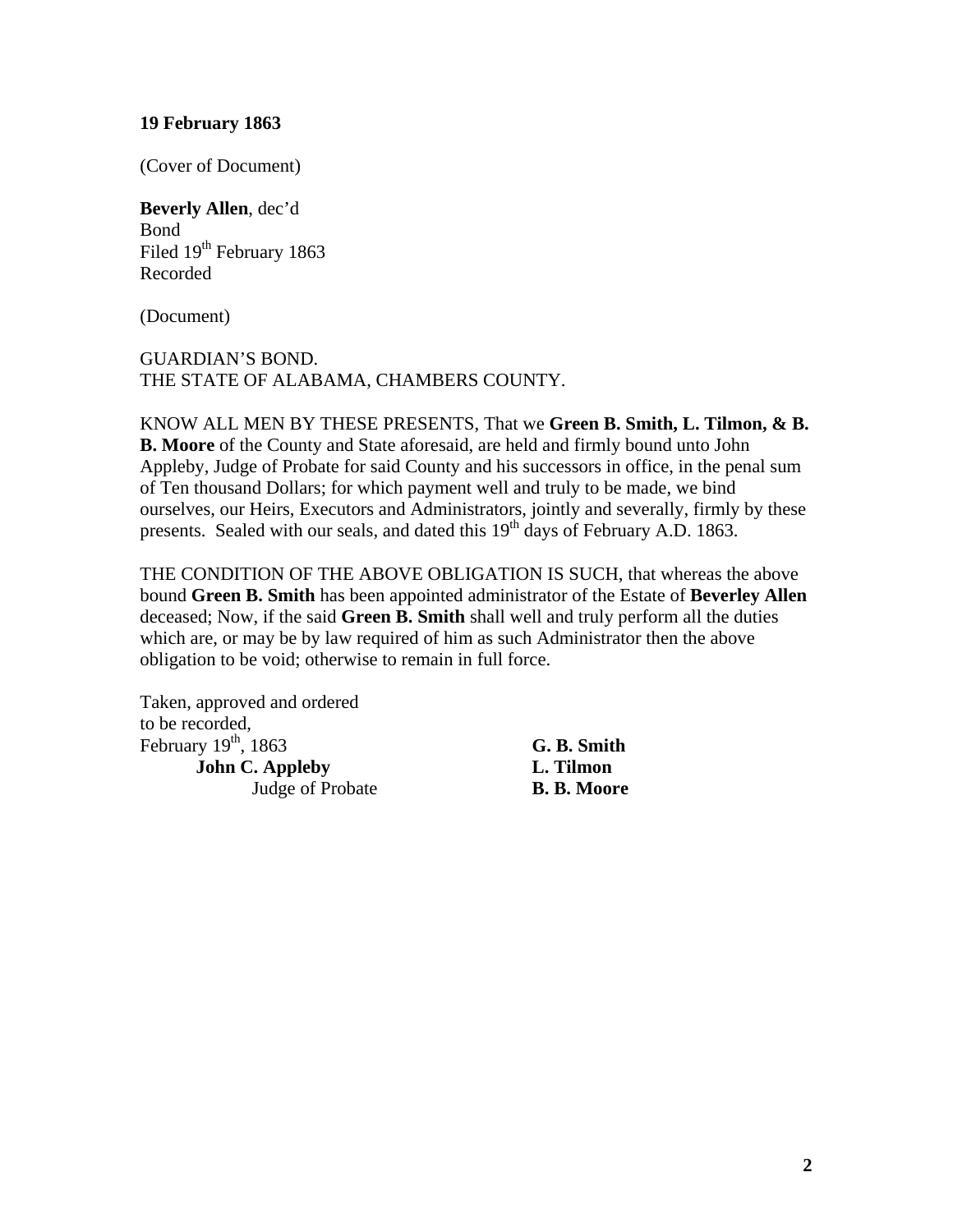**19 February 1863**

(Cover of Document)

**Beverly Allen**, dec'd
Bond
Filed 19th February 1863
Recorded

(Document)

GUARDIAN'S BOND.
THE STATE OF ALABAMA, CHAMBERS COUNTY.

KNOW ALL MEN BY THESE PRESENTS, That we **Green B. Smith, L. Tilmon, & B. B. Moore** of the County and State aforesaid, are held and firmly bound unto John Appleby, Judge of Probate for said County and his successors in office, in the penal sum of Ten thousand Dollars; for which payment well and truly to be made, we bind ourselves, our Heirs, Executors and Administrators, jointly and severally, firmly by these presents. Sealed with our seals, and dated this 19th days of February A.D. 1863.

THE CONDITION OF THE ABOVE OBLIGATION IS SUCH, that whereas the above bound **Green B. Smith** has been appointed administrator of the Estate of **Beverley Allen** deceased; Now, if the said **Green B. Smith** shall well and truly perform all the duties which are, or may be by law required of him as such Administrator then the above obligation to be void; otherwise to remain in full force.

Taken, approved and ordered
to be recorded,
February 19th, 1863
**John C. Appleby**
Judge of Probate

**G. B. Smith**
**L. Tilmon**
**B. B. Moore**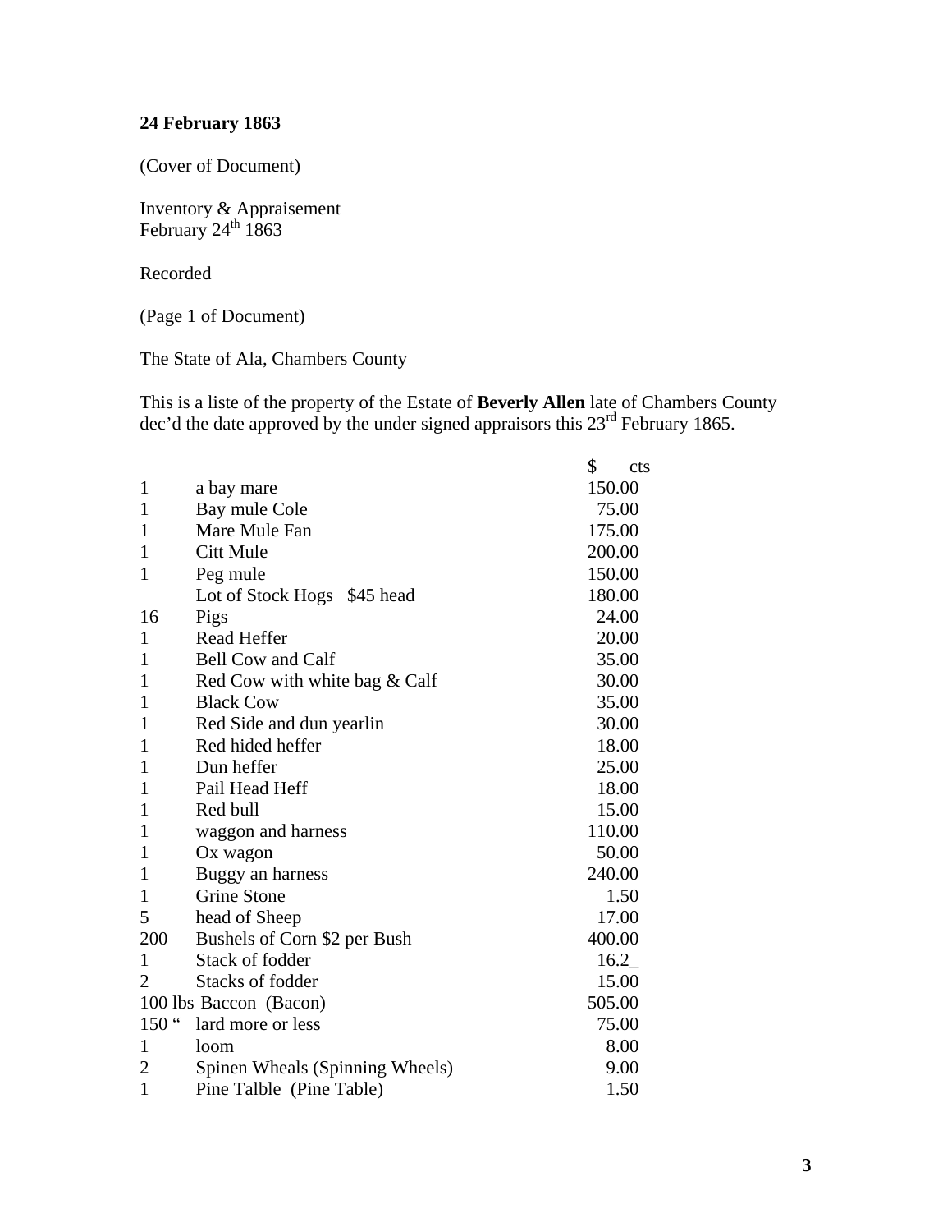**24 February 1863**

(Cover of Document)

Inventory & Appraisement
February 24th 1863

Recorded

(Page 1 of Document)

The State of Ala, Chambers County

This is a liste of the property of the Estate of **Beverly Allen** late of Chambers County dec'd the date approved by the under signed appraisors this 23rd February 1865.

| | | $ cts |
|---|---|---|
| 1 | a bay mare | 150.00 |
| 1 | Bay mule Cole | 75.00 |
| 1 | Mare Mule Fan | 175.00 |
| 1 | Citt Mule | 200.00 |
| 1 | Peg mule | 150.00 |
| | Lot of Stock Hogs $45 head | 180.00 |
| 16 | Pigs | 24.00 |
| 1 | Read Heffer | 20.00 |
| 1 | Bell Cow and Calf | 35.00 |
| 1 | Red Cow with white bag & Calf | 30.00 |
| 1 | Black Cow | 35.00 |
| 1 | Red Side and dun yearlin | 30.00 |
| 1 | Red hided heffer | 18.00 |
| 1 | Dun heffer | 25.00 |
| 1 | Pail Head Heff | 18.00 |
| 1 | Red bull | 15.00 |
| 1 | waggon and harness | 110.00 |
| 1 | Ox wagon | 50.00 |
| 1 | Buggy an harness | 240.00 |
| 1 | Grine Stone | 1.50 |
| 5 | head of Sheep | 17.00 |
| 200 | Bushels of Corn $2 per Bush | 400.00 |
| 1 | Stack of fodder | 16.2_ |
| 2 | Stacks of fodder | 15.00 |
| 100 lbs | Baccon (Bacon) | 505.00 |
| 150 " | lard more or less | 75.00 |
| 1 | loom | 8.00 |
| 2 | Spinen Wheals (Spinning Wheels) | 9.00 |
| 1 | Pine Talble (Pine Table) | 1.50 |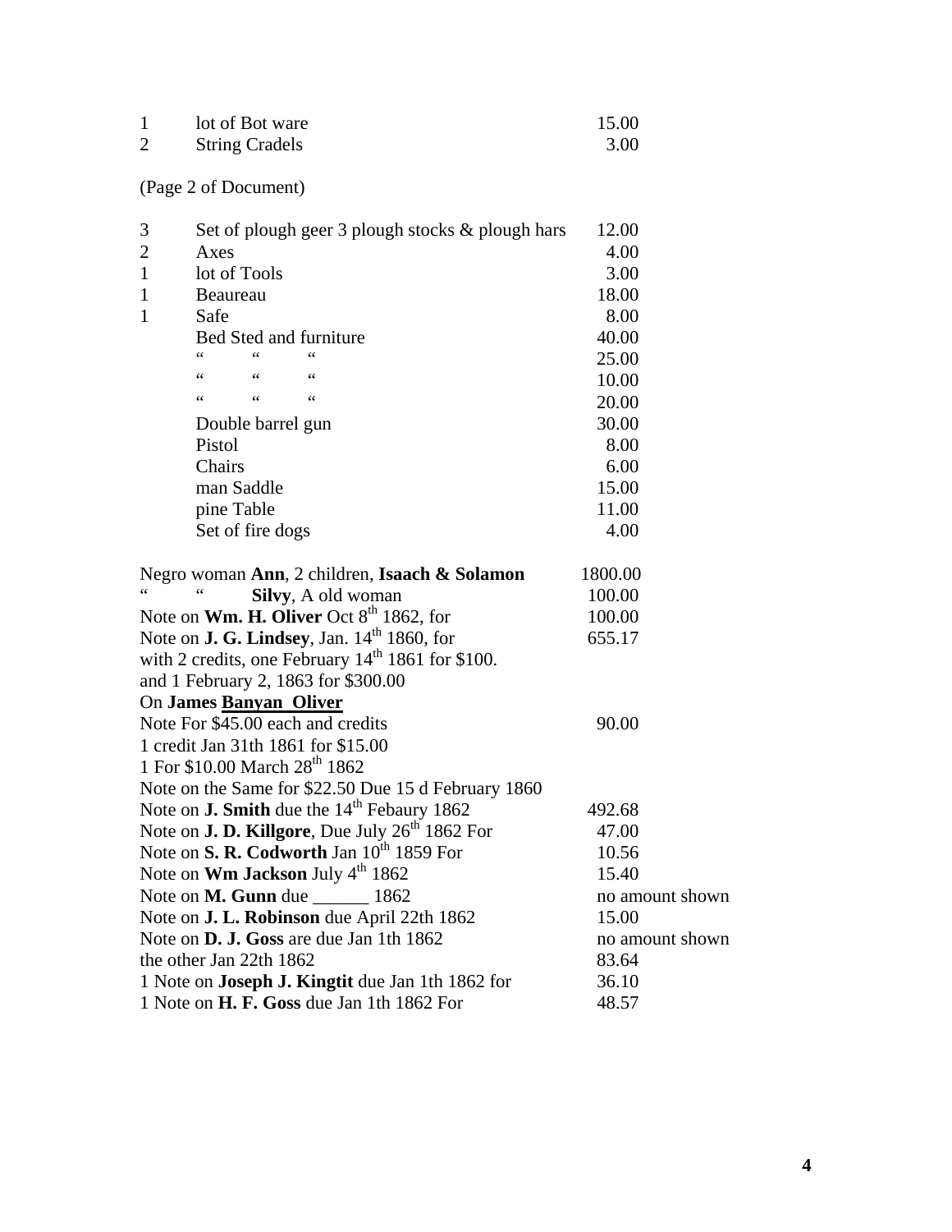| | | |
|---|---|---|
| 1 | lot of Bot ware | 15.00 |
| 2 | String Cradels | 3.00 |

(Page 2 of Document)

| | | |
|---|---|---|
| 3 | Set of plough geer 3 plough stocks & plough hars | 12.00 |
| 2 | Axes | 4.00 |
| 1 | lot of Tools | 3.00 |
| 1 | Beaureau | 18.00 |
| 1 | Safe | 8.00 |
| | Bed Sted and furniture | 40.00 |
| | " " " | 25.00 |
| | " " " | 10.00 |
| | " " " | 20.00 |
| | Double barrel gun | 30.00 |
| | Pistol | 8.00 |
| | Chairs | 6.00 |
| | man Saddle | 15.00 |
| | pine Table | 11.00 |
| | Set of fire dogs | 4.00 |

| | |
|---|---|
| Negro woman **Ann**, 2 children, **Isaach & Solamon** | 1800.00 |
| " " **Silvy**, A old woman | 100.00 |
| Note on **Wm. H. Oliver** Oct 8th 1862, for | 100.00 |
| Note on **J. G. Lindsey**, Jan. 14th 1860, for | 655.17 |
| with 2 credits, one February 14th 1861 for $100. | |
| and 1 February 2, 1863 for $300.00 | |
| On **James <u>Banyan Oliver</u>** | |
| Note For $45.00 each and credits | 90.00 |
| 1 credit Jan 31th 1861 for $15.00 | |
| 1 For $10.00 March 28th 1862 | |
| Note on the Same for $22.50 Due 15 d February 1860 | |
| Note on **J. Smith** due the 14th Febaury 1862 | 492.68 |
| Note on **J. D. Killgore**, Due July 26th 1862 For | 47.00 |
| Note on **S. R. Codworth** Jan 10th 1859 For | 10.56 |
| Note on **Wm Jackson** July 4th 1862 | 15.40 |
| Note on **M. Gunn** due ______ 1862 | no amount shown |
| Note on **J. L. Robinson** due April 22th 1862 | 15.00 |
| Note on **D. J. Goss** are due Jan 1th 1862 | no amount shown |
| the other Jan 22th 1862 | 83.64 |
| 1 Note on **Joseph J. Kingtit** due Jan 1th 1862 for | 36.10 |
| 1 Note on **H. F. Goss** due Jan 1th 1862 For | 48.57 |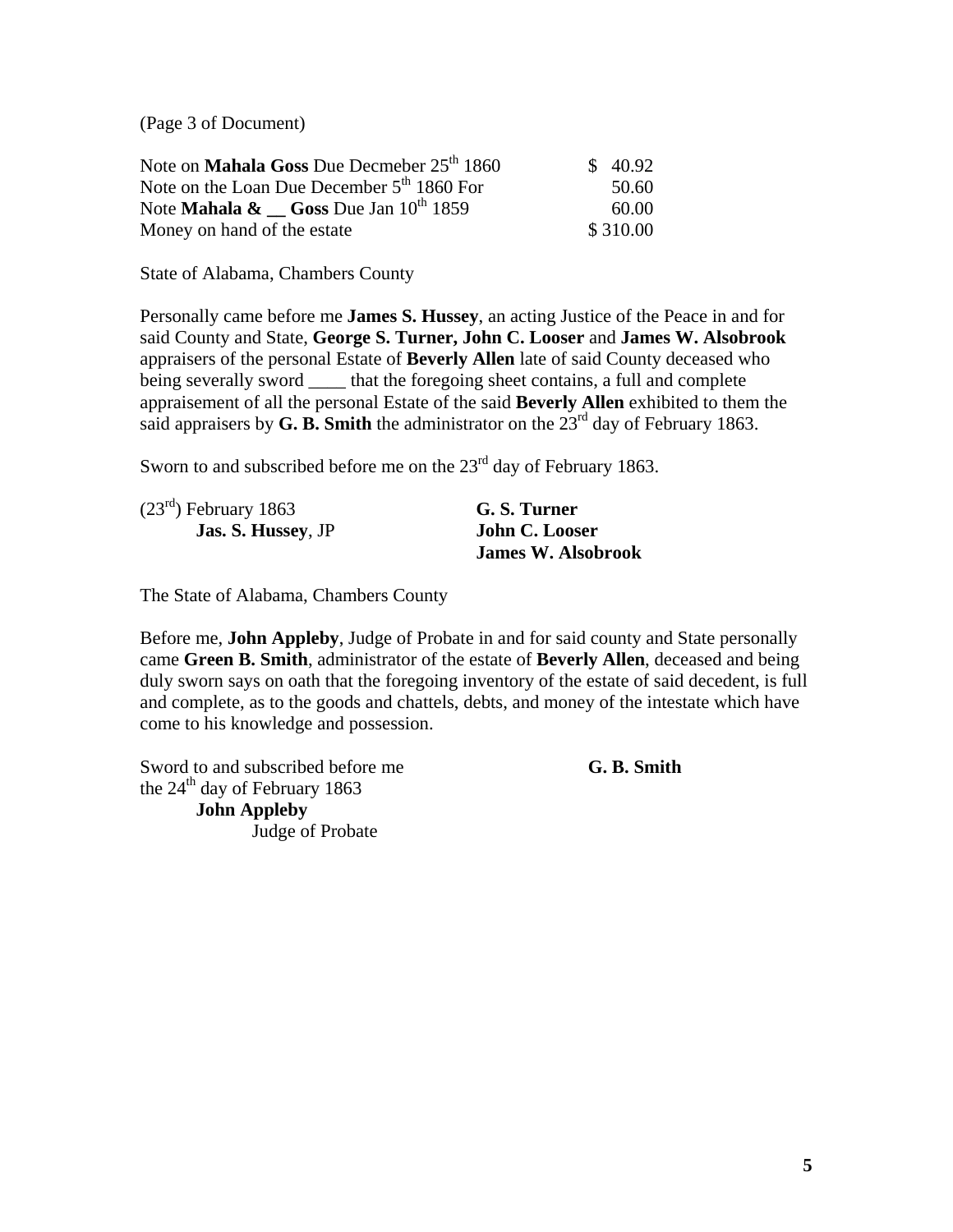(Page 3 of Document)

| | |
|---|---|
| Note on **Mahala Goss** Due Decmeber 25th 1860 | $ 40.92 |
| Note on the Loan Due December 5th 1860 For | 50.60 |
| Note **Mahala & __ Goss** Due Jan 10th 1859 | 60.00 |
| Money on hand of the estate | $ 310.00 |

State of Alabama, Chambers County

Personally came before me **James S. Hussey**, an acting Justice of the Peace in and for said County and State, **George S. Turner, John C. Looser** and **James W. Alsobrook** appraisers of the personal Estate of **Beverly Allen** late of said County deceased who being severally sword ____ that the foregoing sheet contains, a full and complete appraisement of all the personal Estate of the said **Beverly Allen** exhibited to them the said appraisers by **G. B. Smith** the administrator on the 23rd day of February 1863.

Sworn to and subscribed before me on the 23rd day of February 1863.

(23rd) February 1863
**Jas. S. Hussey**, JP

**G. S. Turner**
**John C. Looser**
**James W. Alsobrook**

The State of Alabama, Chambers County

Before me, **John Appleby**, Judge of Probate in and for said county and State personally came **Green B. Smith**, administrator of the estate of **Beverly Allen**, deceased and being duly sworn says on oath that the foregoing inventory of the estate of said decedent, is full and complete, as to the goods and chattels, debts, and money of the intestate which have come to his knowledge and possession.

Sword to and subscribed before me
the 24th day of February 1863
**John Appleby**
Judge of Probate

**G. B. Smith**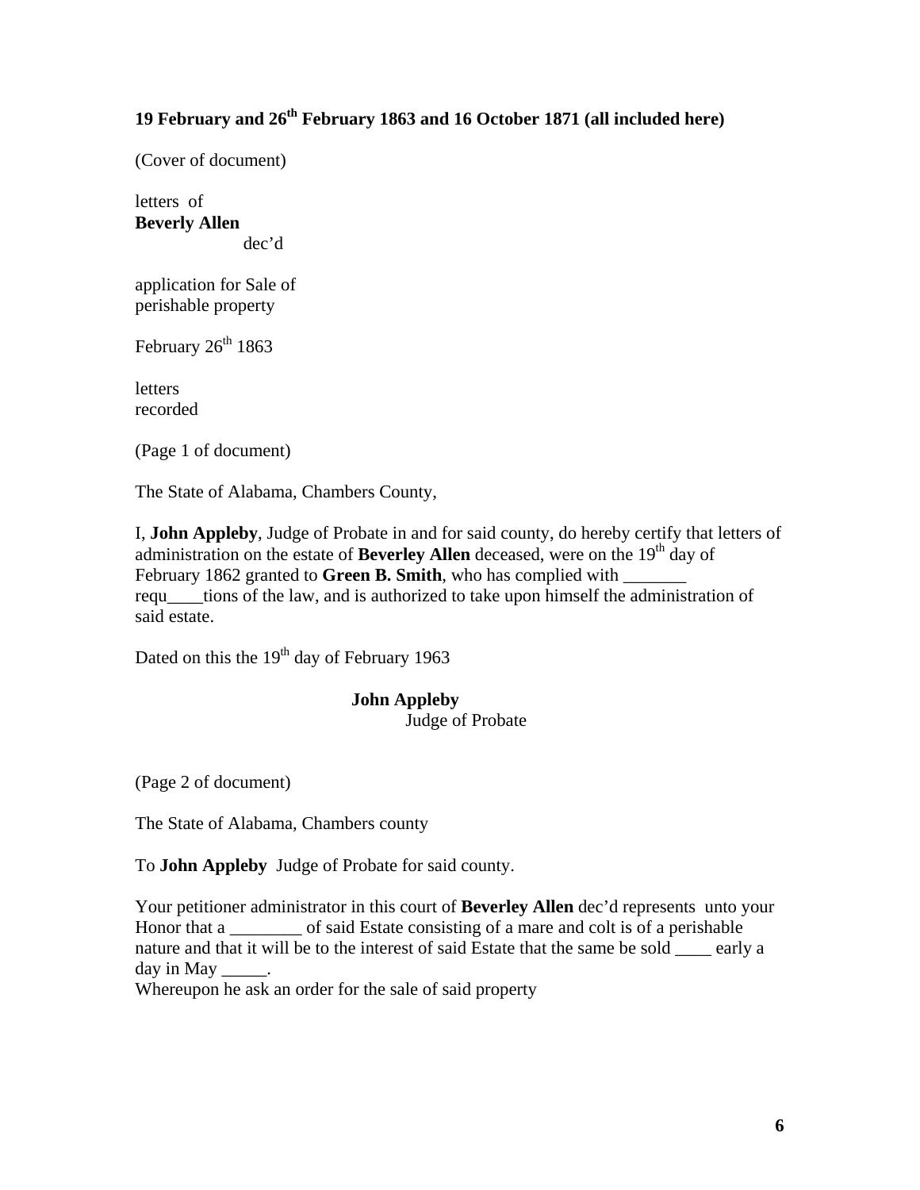**19 February and 26th February 1863 and 16 October 1871 (all included here)**

(Cover of document)

letters of
**Beverly Allen**
dec'd

application for Sale of
perishable property

February 26th 1863

letters
recorded

(Page 1 of document)

The State of Alabama, Chambers County,

I, **John Appleby**, Judge of Probate in and for said county, do hereby certify that letters of administration on the estate of **Beverley Allen** deceased, were on the 19th day of February 1862 granted to **Green B. Smith**, who has complied with _______ requ____tions of the law, and is authorized to take upon himself the administration of said estate.

Dated on this the 19th day of February 1963

**John Appleby**
Judge of Probate

(Page 2 of document)

The State of Alabama, Chambers county

To **John Appleby** Judge of Probate for said county.

Your petitioner administrator in this court of **Beverley Allen** dec'd represents unto your Honor that a ________ of said Estate consisting of a mare and colt is of a perishable nature and that it will be to the interest of said Estate that the same be sold ____ early a day in May _____.
Whereupon he ask an order for the sale of said property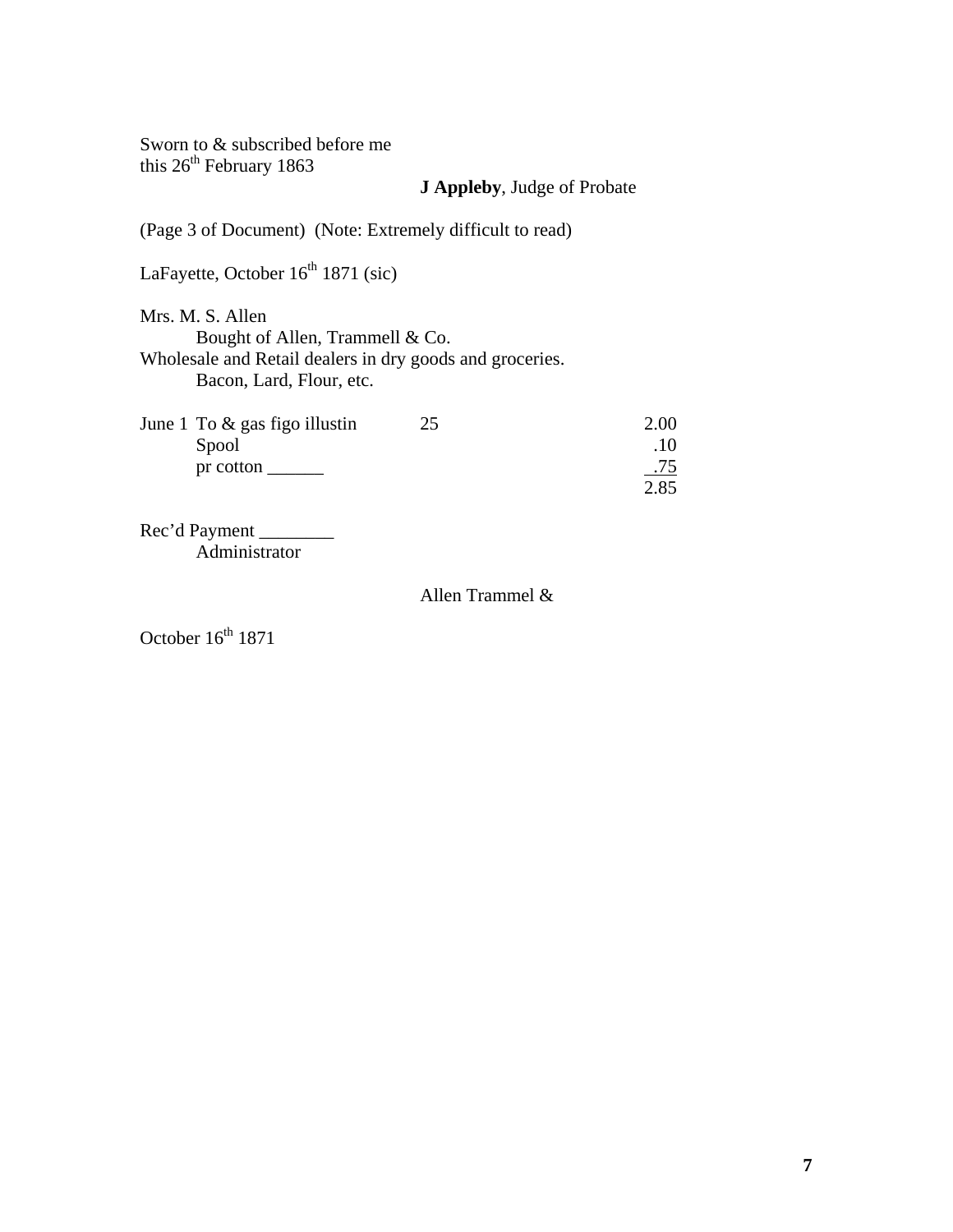Sworn to & subscribed before me
this 26th February 1863

**J Appleby**, Judge of Probate

(Page 3 of Document)  (Note: Extremely difficult to read)

LaFayette, October 16th 1871 (sic)

Mrs. M. S. Allen
Bought of Allen, Trammell & Co.
Wholesale and Retail dealers in dry goods and groceries.
Bacon, Lard, Flour, etc.

| | | | |
|---|---|---|---|
| June 1 | To & gas figo illustin | 25 | 2.00 |
| | Spool | | .10 |
| | pr cotton ______ | | .75 |
| | | | 2.85 |

Rec'd Payment ________
Administrator

Allen Trammel &

October 16th 1871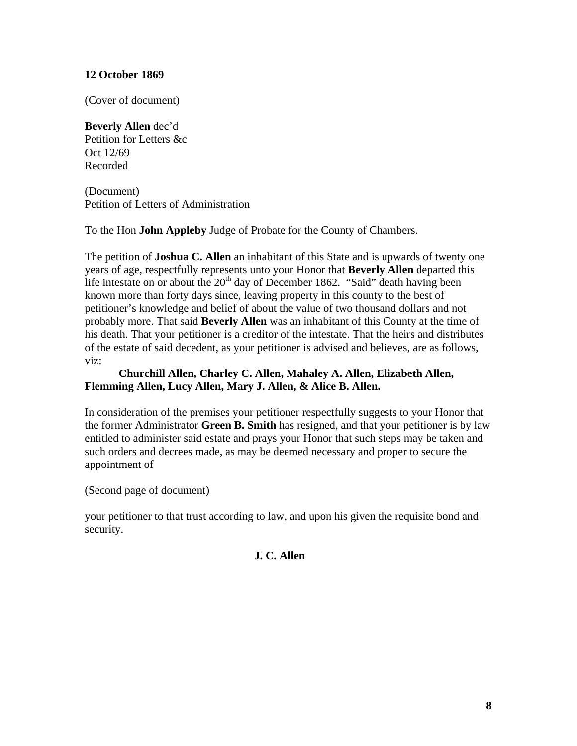**12 October 1869**

(Cover of document)

**Beverly Allen** dec'd
Petition for Letters &c
Oct 12/69
Recorded

(Document)
Petition of Letters of Administration

To the Hon **John Appleby** Judge of Probate for the County of Chambers.

The petition of **Joshua C. Allen** an inhabitant of this State and is upwards of twenty one years of age, respectfully represents unto your Honor that **Beverly Allen** departed this life intestate on or about the 20th day of December 1862. "Said" death having been known more than forty days since, leaving property in this county to the best of petitioner's knowledge and belief of about the value of two thousand dollars and not probably more. That said **Beverly Allen** was an inhabitant of this County at the time of his death. That your petitioner is a creditor of the intestate. That the heirs and distributes of the estate of said decedent, as your petitioner is advised and believes, are as follows, viz:

**Churchill Allen, Charley C. Allen, Mahaley A. Allen, Elizabeth Allen, Flemming Allen, Lucy Allen, Mary J. Allen, & Alice B. Allen.**

In consideration of the premises your petitioner respectfully suggests to your Honor that the former Administrator **Green B. Smith** has resigned, and that your petitioner is by law entitled to administer said estate and prays your Honor that such steps may be taken and such orders and decrees made, as may be deemed necessary and proper to secure the appointment of

(Second page of document)

your petitioner to that trust according to law, and upon his given the requisite bond and security.

**J. C. Allen**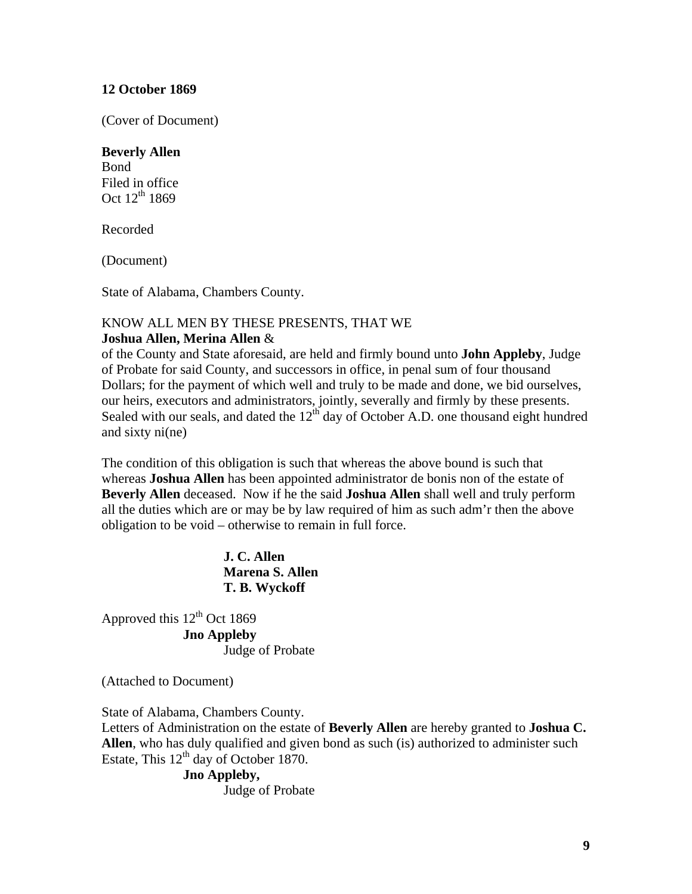**12 October 1869**

(Cover of Document)

**Beverly Allen**
Bond
Filed in office
Oct 12th 1869

Recorded

(Document)

State of Alabama, Chambers County.

KNOW ALL MEN BY THESE PRESENTS, THAT WE
**Joshua Allen, Merina Allen** &
of the County and State aforesaid, are held and firmly bound unto **John Appleby**, Judge of Probate for said County, and successors in office, in penal sum of four thousand Dollars; for the payment of which well and truly to be made and done, we bid ourselves, our heirs, executors and administrators, jointly, severally and firmly by these presents. Sealed with our seals, and dated the 12th day of October A.D. one thousand eight hundred and sixty ni(ne)

The condition of this obligation is such that whereas the above bound is such that whereas **Joshua Allen** has been appointed administrator de bonis non of the estate of **Beverly Allen** deceased. Now if he the said **Joshua Allen** shall well and truly perform all the duties which are or may be by law required of him as such adm'r then the above obligation to be void – otherwise to remain in full force.

**J. C. Allen**
**Marena S. Allen**
**T. B. Wyckoff**

Approved this 12th Oct 1869
**Jno Appleby**
Judge of Probate

(Attached to Document)

State of Alabama, Chambers County.
Letters of Administration on the estate of **Beverly Allen** are hereby granted to **Joshua C. Allen**, who has duly qualified and given bond as such (is) authorized to administer such Estate, This 12th day of October 1870.
**Jno Appleby,**
Judge of Probate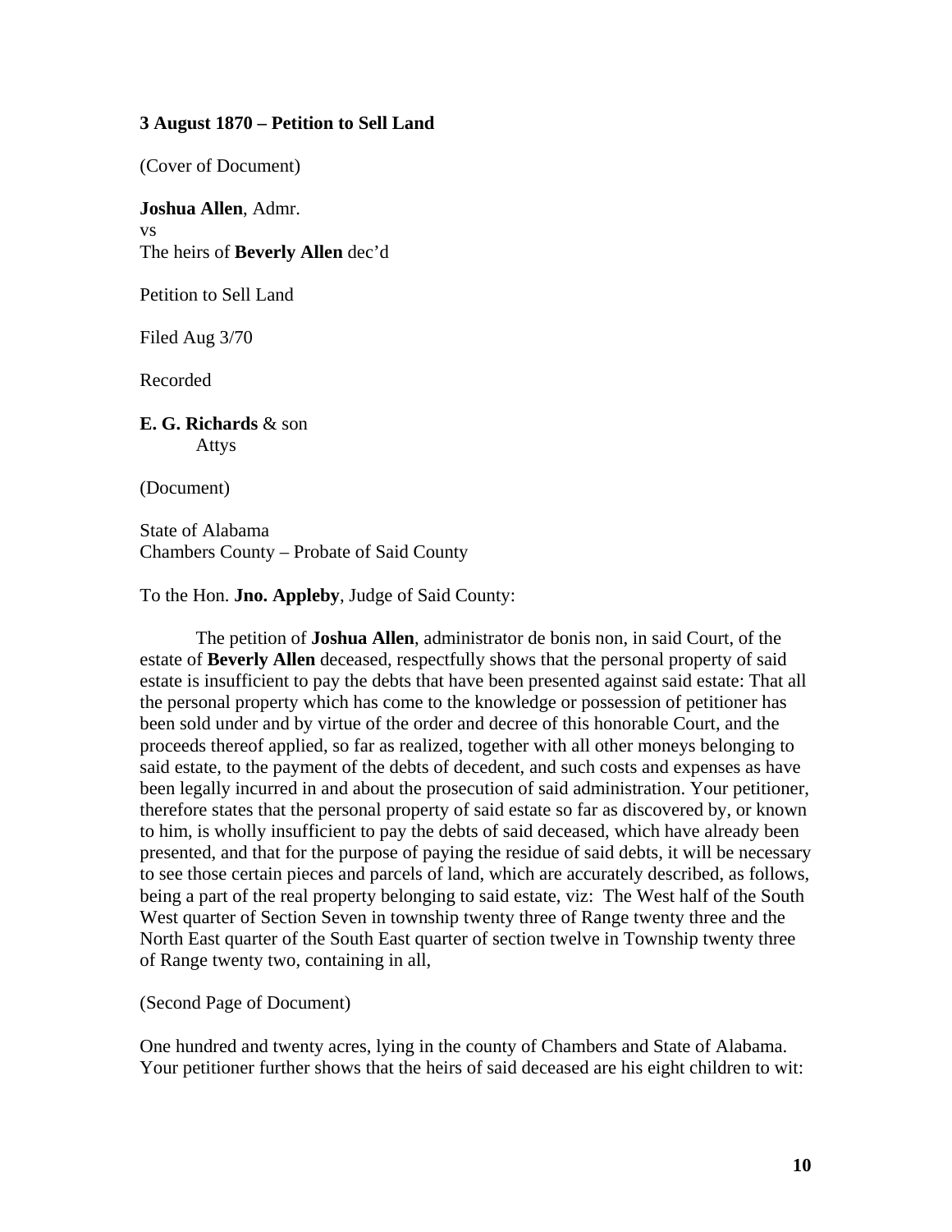**3 August 1870 – Petition to Sell Land**

(Cover of Document)

**Joshua Allen**, Admr.
vs
The heirs of **Beverly Allen** dec'd

Petition to Sell Land

Filed Aug 3/70

Recorded

**E. G. Richards** & son
Attys

(Document)

State of Alabama
Chambers County – Probate of Said County

To the Hon. **Jno. Appleby**, Judge of Said County:

The petition of **Joshua Allen**, administrator de bonis non, in said Court, of the estate of **Beverly Allen** deceased, respectfully shows that the personal property of said estate is insufficient to pay the debts that have been presented against said estate: That all the personal property which has come to the knowledge or possession of petitioner has been sold under and by virtue of the order and decree of this honorable Court, and the proceeds thereof applied, so far as realized, together with all other moneys belonging to said estate, to the payment of the debts of decedent, and such costs and expenses as have been legally incurred in and about the prosecution of said administration. Your petitioner, therefore states that the personal property of said estate so far as discovered by, or known to him, is wholly insufficient to pay the debts of said deceased, which have already been presented, and that for the purpose of paying the residue of said debts, it will be necessary to see those certain pieces and parcels of land, which are accurately described, as follows, being a part of the real property belonging to said estate, viz: The West half of the South West quarter of Section Seven in township twenty three of Range twenty three and the North East quarter of the South East quarter of section twelve in Township twenty three of Range twenty two, containing in all,

(Second Page of Document)

One hundred and twenty acres, lying in the county of Chambers and State of Alabama. Your petitioner further shows that the heirs of said deceased are his eight children to wit: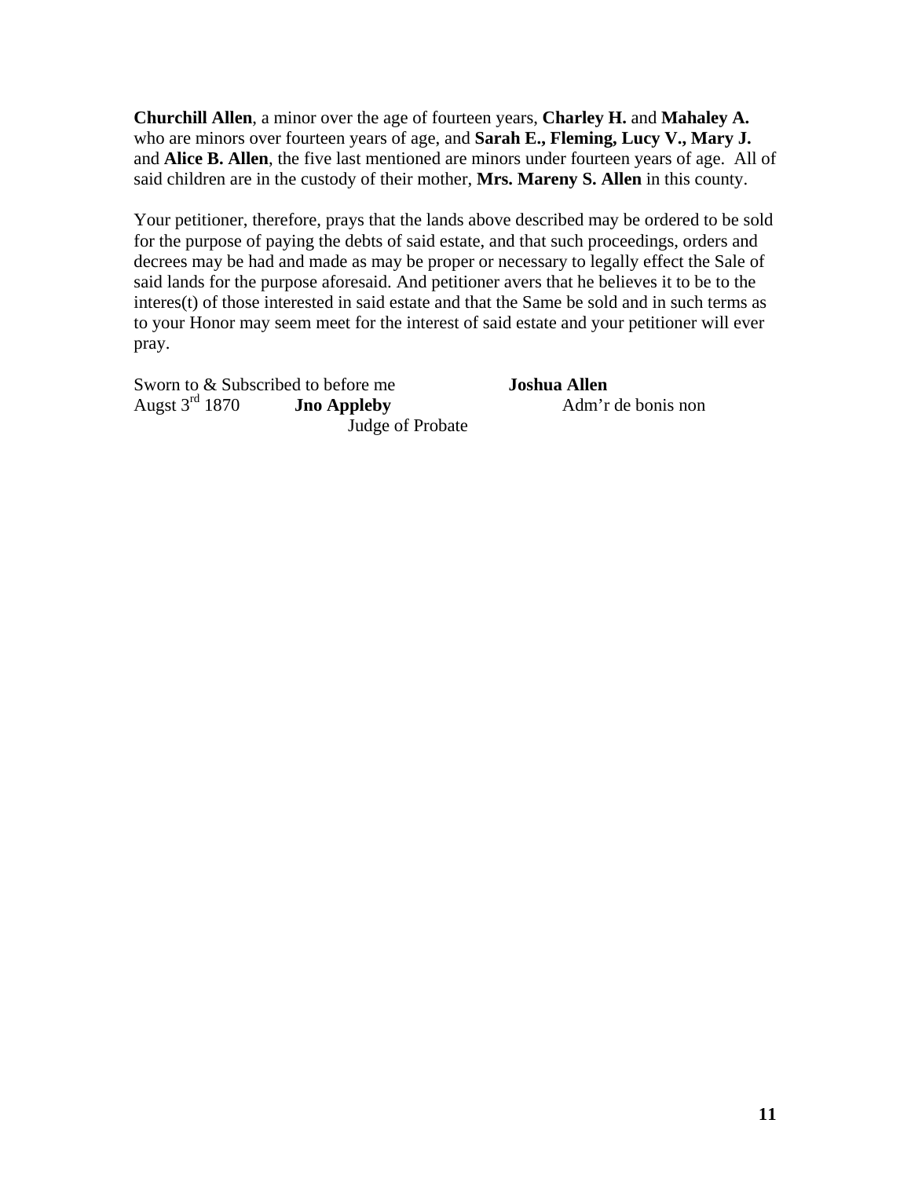**Churchill Allen**, a minor over the age of fourteen years, **Charley H.** and **Mahaley A.** who are minors over fourteen years of age, and **Sarah E., Fleming, Lucy V., Mary J.** and **Alice B. Allen**, the five last mentioned are minors under fourteen years of age. All of said children are in the custody of their mother, **Mrs. Mareny S. Allen** in this county.

Your petitioner, therefore, prays that the lands above described may be ordered to be sold for the purpose of paying the debts of said estate, and that such proceedings, orders and decrees may be had and made as may be proper or necessary to legally effect the Sale of said lands for the purpose aforesaid. And petitioner avers that he believes it to be to the interes(t) of those interested in said estate and that the Same be sold and in such terms as to your Honor may seem meet for the interest of said estate and your petitioner will ever pray.

Sworn to & Subscribed to before me
Augst 3rd 1870 **Jno Appleby**
Judge of Probate

**Joshua Allen**
Adm'r de bonis non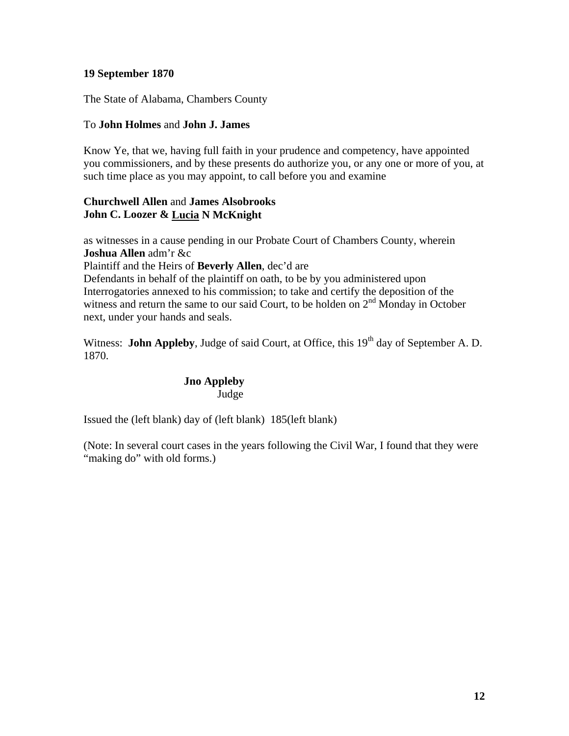**19 September 1870**

The State of Alabama, Chambers County

To **John Holmes** and **John J. James**

Know Ye, that we, having full faith in your prudence and competency, have appointed you commissioners, and by these presents do authorize you, or any one or more of you, at such time place as you may appoint, to call before you and examine

**Churchwell Allen** and **James Alsobrooks**
**John C. Loozer & <u>Lucia</u> N McKnight**

as witnesses in a cause pending in our Probate Court of Chambers County, wherein **Joshua Allen** adm'r &c
Plaintiff and the Heirs of **Beverly Allen**, dec'd are
Defendants in behalf of the plaintiff on oath, to be by you administered upon Interrogatories annexed to his commission; to take and certify the deposition of the witness and return the same to our said Court, to be holden on 2nd Monday in October next, under your hands and seals.

Witness: **John Appleby**, Judge of said Court, at Office, this 19th day of September A. D. 1870.

**Jno Appleby**
Judge

Issued the (left blank) day of (left blank) 185(left blank)

(Note: In several court cases in the years following the Civil War, I found that they were "making do" with old forms.)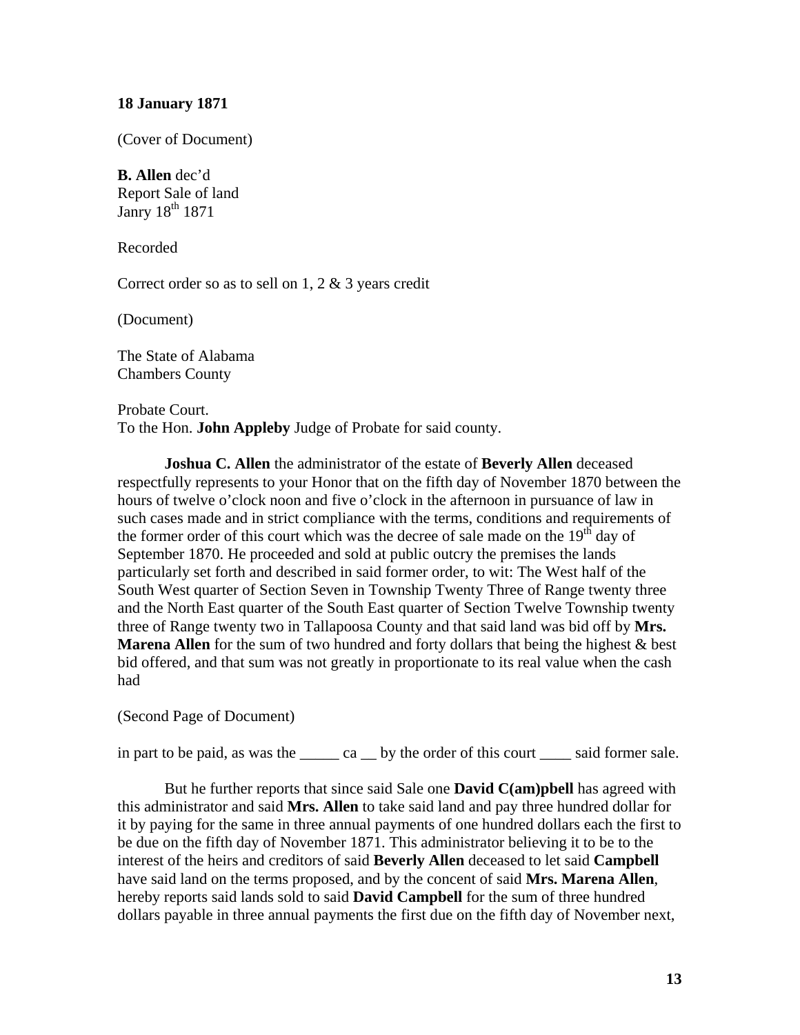**18 January 1871**

(Cover of Document)

**B. Allen** dec'd
Report Sale of land
Janry 18th 1871

Recorded

Correct order so as to sell on 1, 2 & 3 years credit

(Document)

The State of Alabama
Chambers County

Probate Court.
To the Hon. **John Appleby** Judge of Probate for said county.

**Joshua C. Allen** the administrator of the estate of **Beverly Allen** deceased respectfully represents to your Honor that on the fifth day of November 1870 between the hours of twelve o'clock noon and five o'clock in the afternoon in pursuance of law in such cases made and in strict compliance with the terms, conditions and requirements of the former order of this court which was the decree of sale made on the 19th day of September 1870. He proceeded and sold at public outcry the premises the lands particularly set forth and described in said former order, to wit: The West half of the South West quarter of Section Seven in Township Twenty Three of Range twenty three and the North East quarter of the South East quarter of Section Twelve Township twenty three of Range twenty two in Tallapoosa County and that said land was bid off by **Mrs. Marena Allen** for the sum of two hundred and forty dollars that being the highest & best bid offered, and that sum was not greatly in proportionate to its real value when the cash had

(Second Page of Document)

in part to be paid, as was the _____ ca __ by the order of this court ____ said former sale.

But he further reports that since said Sale one **David C(am)pbell** has agreed with this administrator and said **Mrs. Allen** to take said land and pay three hundred dollar for it by paying for the same in three annual payments of one hundred dollars each the first to be due on the fifth day of November 1871. This administrator believing it to be to the interest of the heirs and creditors of said **Beverly Allen** deceased to let said **Campbell** have said land on the terms proposed, and by the concent of said **Mrs. Marena Allen**, hereby reports said lands sold to said **David Campbell** for the sum of three hundred dollars payable in three annual payments the first due on the fifth day of November next,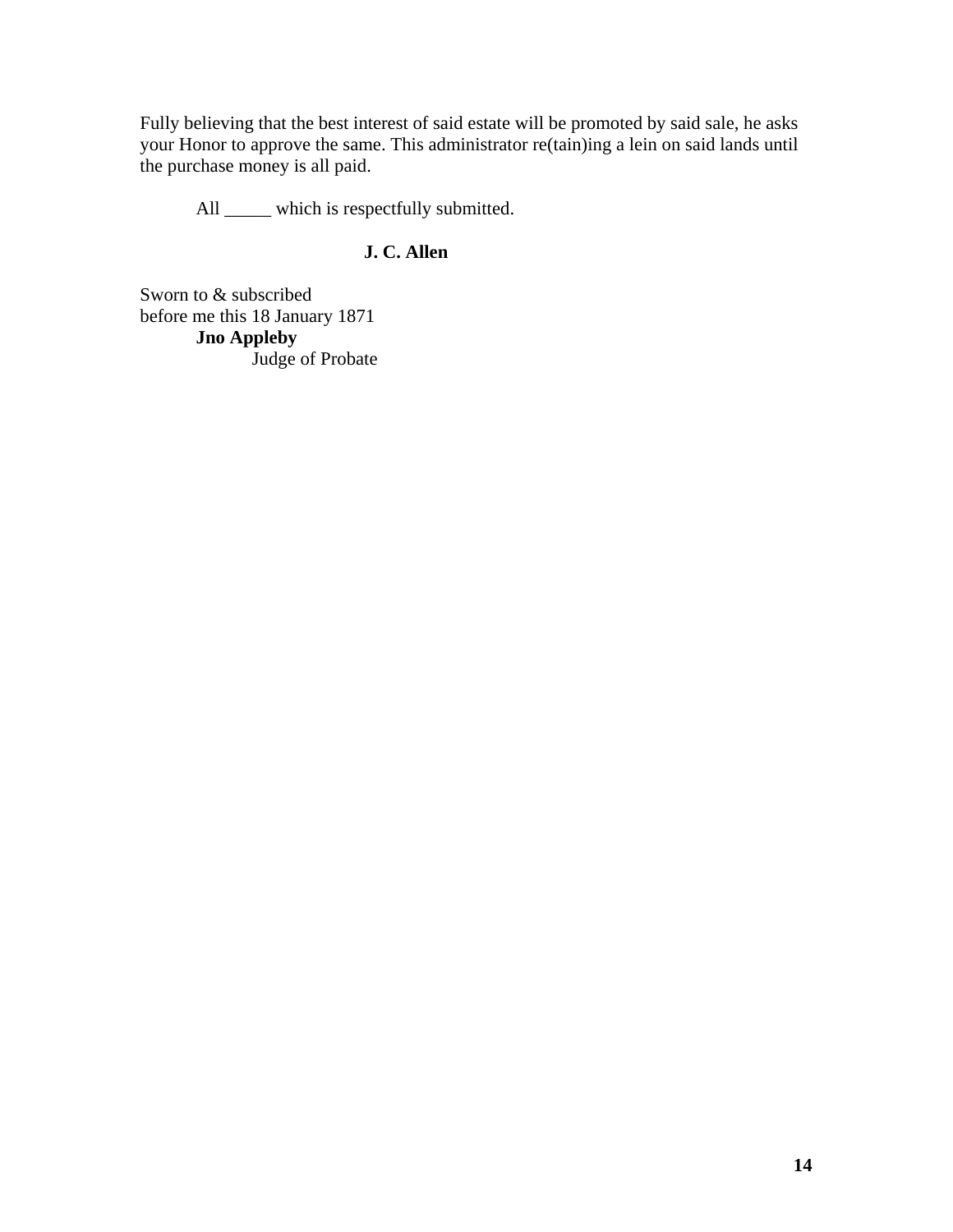Fully believing that the best interest of said estate will be promoted by said sale, he asks your Honor to approve the same. This administrator re(tain)ing a lein on said lands until the purchase money is all paid.

All _____ which is respectfully submitted.

**J. C. Allen**

Sworn to & subscribed
before me this 18 January 1871
**Jno Appleby**
Judge of Probate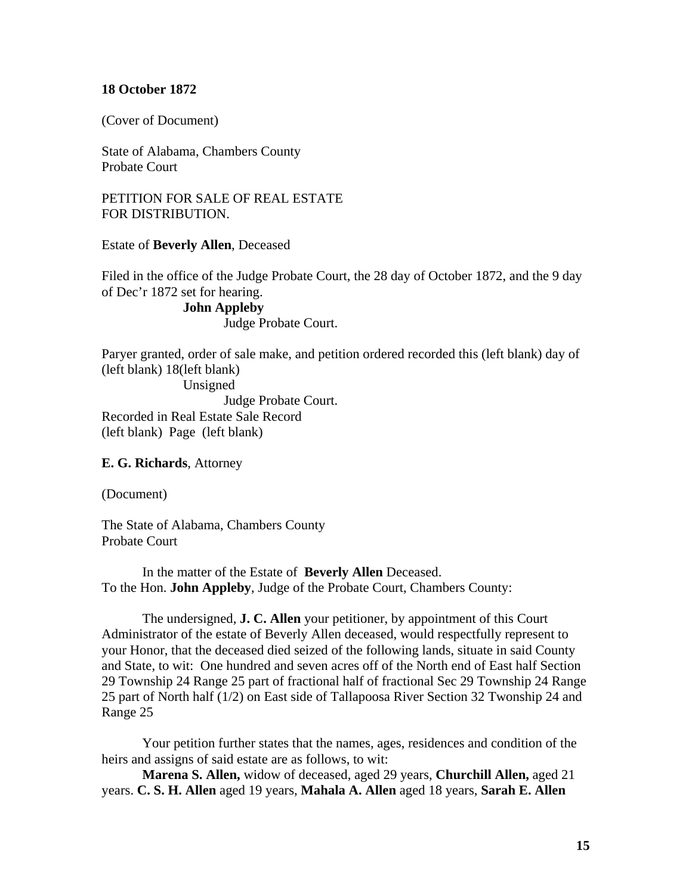**18 October 1872**

(Cover of Document)

State of Alabama, Chambers County
Probate Court

PETITION FOR SALE OF REAL ESTATE
FOR DISTRIBUTION.

Estate of **Beverly Allen**, Deceased

Filed in the office of the Judge Probate Court, the 28 day of October 1872, and the 9 day of Dec'r 1872 set for hearing.

**John Appleby**
Judge Probate Court.

Paryer granted, order of sale make, and petition ordered recorded this (left blank) day of (left blank) 18(left blank)

Unsigned
Judge Probate Court.

Recorded in Real Estate Sale Record
(left blank) Page (left blank)

**E. G. Richards**, Attorney

(Document)

The State of Alabama, Chambers County
Probate Court

In the matter of the Estate of **Beverly Allen** Deceased.
To the Hon. **John Appleby**, Judge of the Probate Court, Chambers County:

The undersigned, **J. C. Allen** your petitioner, by appointment of this Court Administrator of the estate of Beverly Allen deceased, would respectfully represent to your Honor, that the deceased died seized of the following lands, situate in said County and State, to wit: One hundred and seven acres off of the North end of East half Section 29 Township 24 Range 25 part of fractional half of fractional Sec 29 Township 24 Range 25 part of North half (1/2) on East side of Tallapoosa River Section 32 Twonship 24 and Range 25

Your petition further states that the names, ages, residences and condition of the heirs and assigns of said estate are as follows, to wit:

**Marena S. Allen,** widow of deceased, aged 29 years, **Churchill Allen,** aged 21 years. **C. S. H. Allen** aged 19 years, **Mahala A. Allen** aged 18 years, **Sarah E. Allen**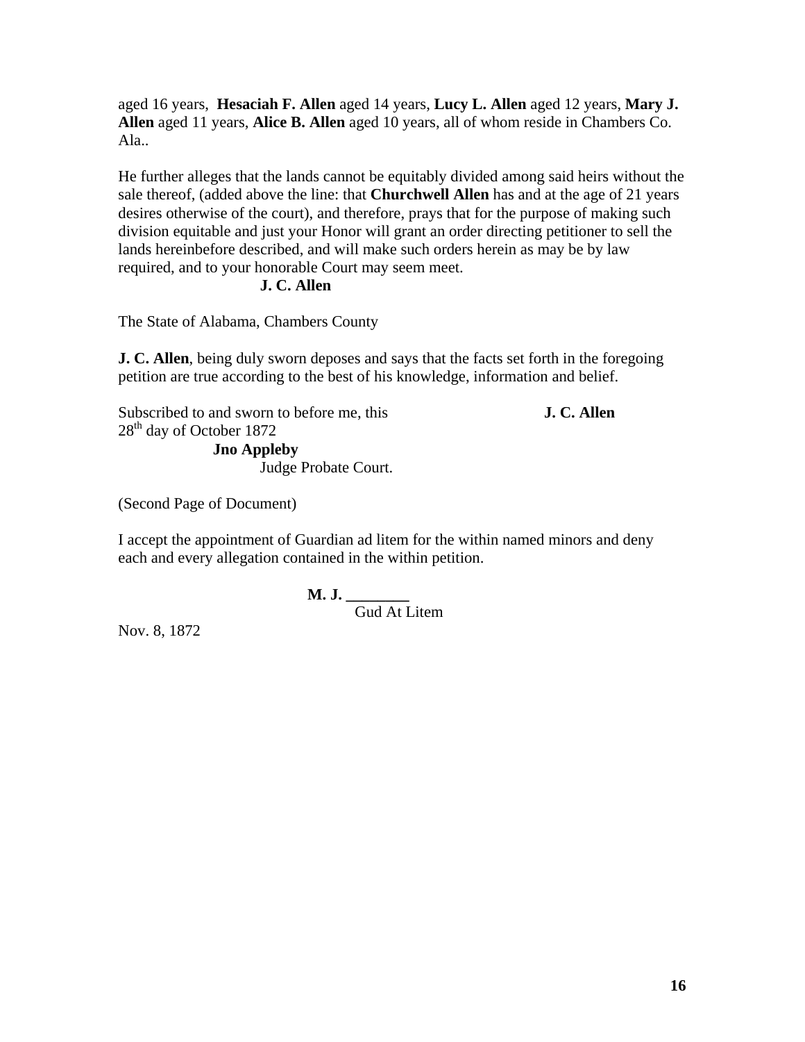aged 16 years, **Hesaciah F. Allen** aged 14 years, **Lucy L. Allen** aged 12 years, **Mary J. Allen** aged 11 years, **Alice B. Allen** aged 10 years, all of whom reside in Chambers Co. Ala..

He further alleges that the lands cannot be equitably divided among said heirs without the sale thereof, (added above the line: that **Churchwell Allen** has and at the age of 21 years desires otherwise of the court), and therefore, prays that for the purpose of making such division equitable and just your Honor will grant an order directing petitioner to sell the lands hereinbefore described, and will make such orders herein as may be by law required, and to your honorable Court may seem meet.

**J. C. Allen**

The State of Alabama, Chambers County

**J. C. Allen**, being duly sworn deposes and says that the facts set forth in the foregoing petition are true according to the best of his knowledge, information and belief.

Subscribed to and sworn to before me, this 28th day of October 1872

**J. C. Allen**

**Jno Appleby**
Judge Probate Court.

(Second Page of Document)

I accept the appointment of Guardian ad litem for the within named minors and deny each and every allegation contained in the within petition.

**M. J. ________**
Gud At Litem

Nov. 8, 1872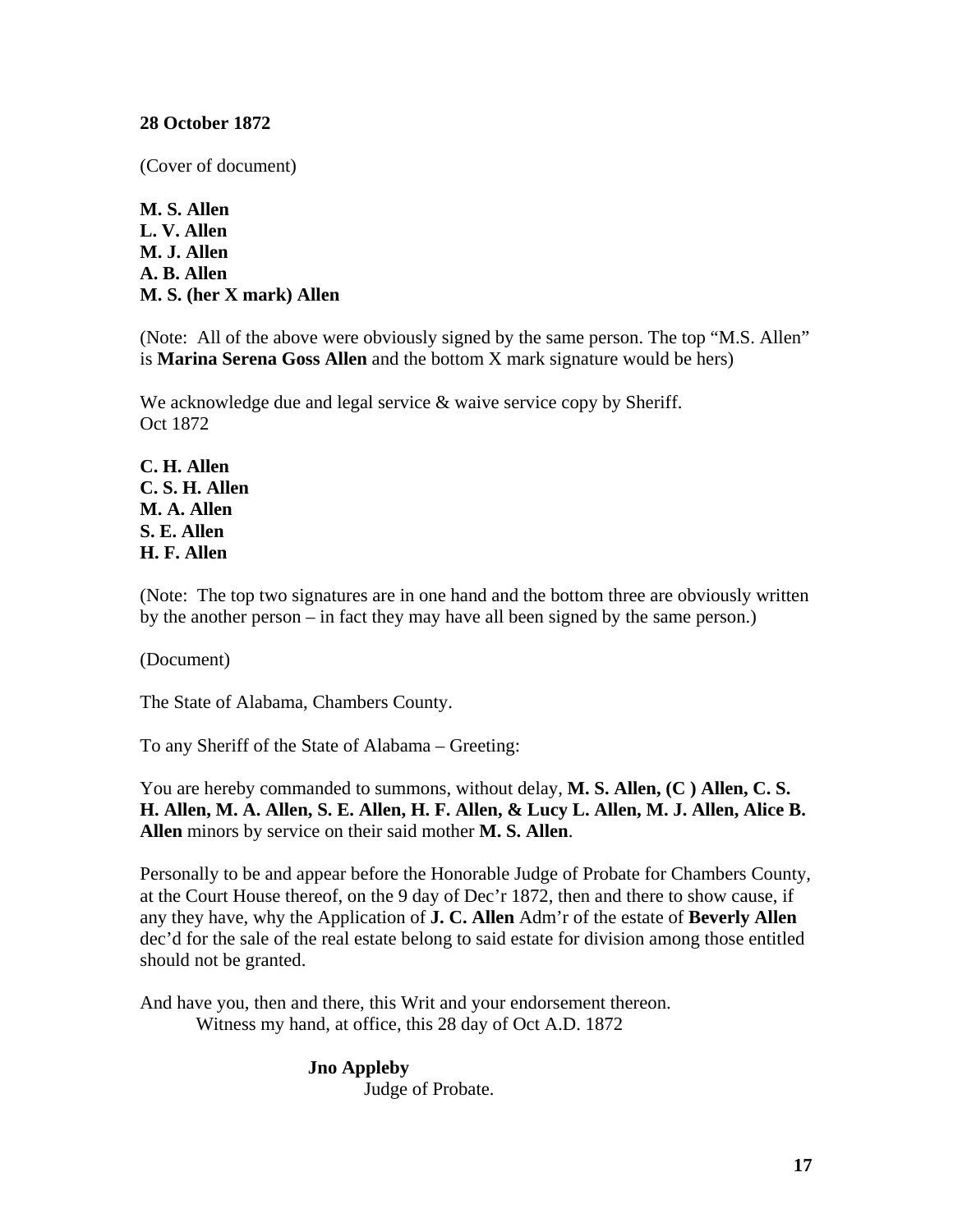**28 October 1872**

(Cover of document)

**M. S. Allen**
**L. V. Allen**
**M. J. Allen**
**A. B. Allen**
**M. S. (her X mark) Allen**

(Note: All of the above were obviously signed by the same person. The top "M.S. Allen" is **Marina Serena Goss Allen** and the bottom X mark signature would be hers)

We acknowledge due and legal service & waive service copy by Sheriff.
Oct 1872

**C. H. Allen**
**C. S. H. Allen**
**M. A. Allen**
**S. E. Allen**
**H. F. Allen**

(Note: The top two signatures are in one hand and the bottom three are obviously written by the another person – in fact they may have all been signed by the same person.)

(Document)

The State of Alabama, Chambers County.

To any Sheriff of the State of Alabama – Greeting:

You are hereby commanded to summons, without delay, **M. S. Allen, (C ) Allen, C. S. H. Allen, M. A. Allen, S. E. Allen, H. F. Allen, & Lucy L. Allen, M. J. Allen, Alice B. Allen** minors by service on their said mother **M. S. Allen**.

Personally to be and appear before the Honorable Judge of Probate for Chambers County, at the Court House thereof, on the 9 day of Dec'r 1872, then and there to show cause, if any they have, why the Application of **J. C. Allen** Adm'r of the estate of **Beverly Allen** dec'd for the sale of the real estate belong to said estate for division among those entitled should not be granted.

And have you, then and there, this Writ and your endorsement thereon.
Witness my hand, at office, this 28 day of Oct A.D. 1872

**Jno Appleby**
Judge of Probate.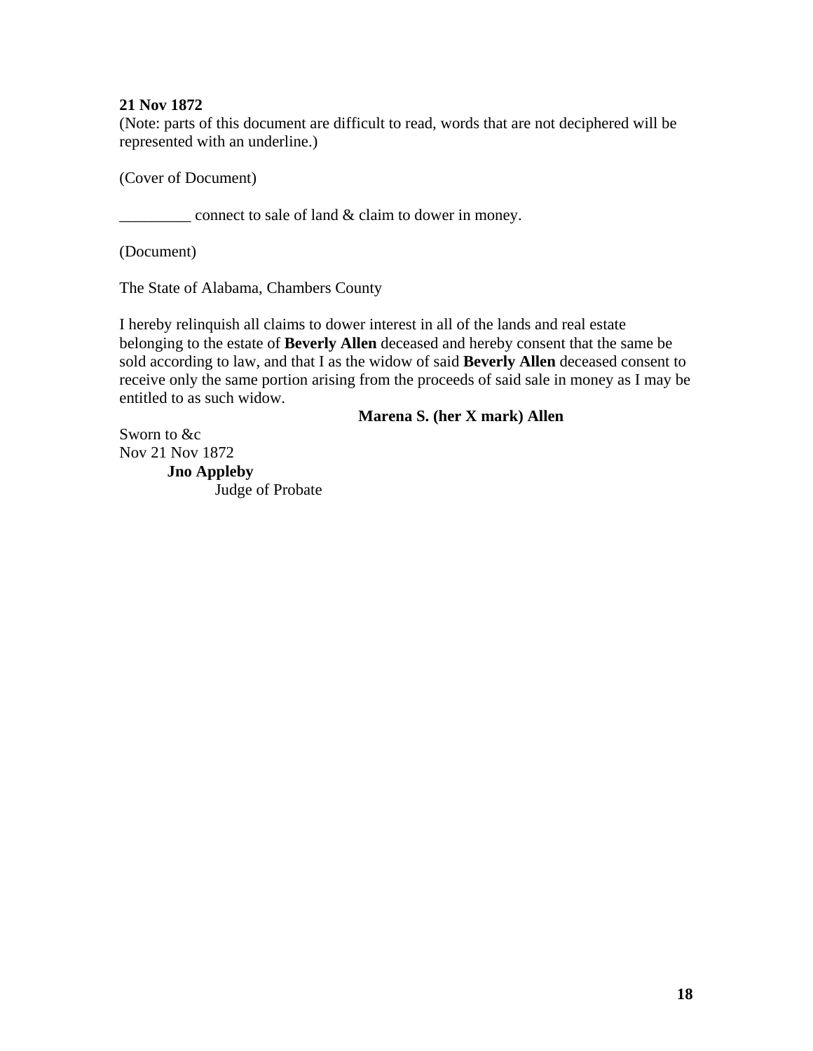**21 Nov 1872**
(Note: parts of this document are difficult to read, words that are not deciphered will be represented with an underline.)

(Cover of Document)

_________ connect to sale of land & claim to dower in money.

(Document)

The State of Alabama, Chambers County

I hereby relinquish all claims to dower interest in all of the lands and real estate belonging to the estate of **Beverly Allen** deceased and hereby consent that the same be sold according to law, and that I as the widow of said **Beverly Allen** deceased consent to receive only the same portion arising from the proceeds of said sale in money as I may be entitled to as such widow.

**Marena S. (her X mark) Allen**

Sworn to &c
Nov 21 Nov 1872
**Jno Appleby**
Judge of Probate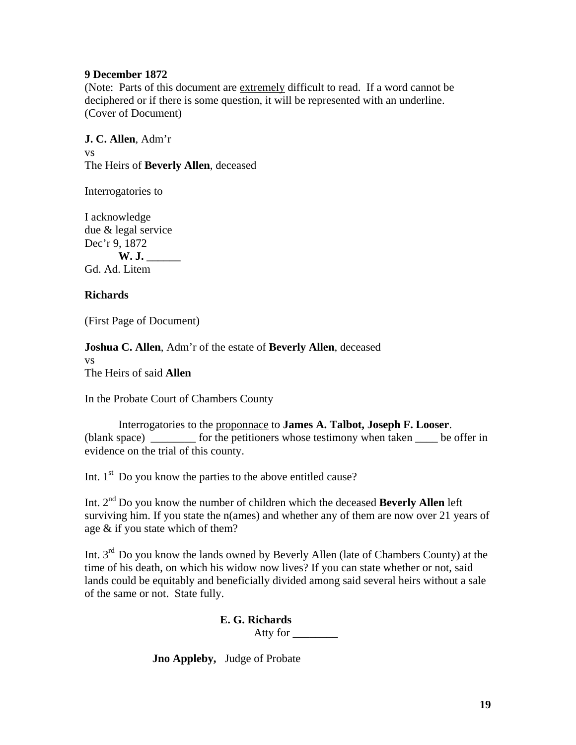**9 December 1872**
(Note: Parts of this document are <u>extremely</u> difficult to read. If a word cannot be deciphered or if there is some question, it will be represented with an underline.
(Cover of Document)

**J. C. Allen**, Adm'r
vs
The Heirs of **Beverly Allen**, deceased

Interrogatories to

I acknowledge
due & legal service
Dec'r 9, 1872
**W. J. ______**
Gd. Ad. Litem

**Richards**

(First Page of Document)

**Joshua C. Allen**, Adm'r of the estate of **Beverly Allen**, deceased
vs
The Heirs of said **Allen**

In the Probate Court of Chambers County

Interrogatories to the <u>proponnace</u> to **James A. Talbot, Joseph F. Looser**.
(blank space) ________ for the petitioners whose testimony when taken ____ be offer in evidence on the trial of this county.

Int. 1st Do you know the parties to the above entitled cause?

Int. 2nd Do you know the number of children which the deceased **Beverly Allen** left surviving him. If you state the n(ames) and whether any of them are now over 21 years of age & if you state which of them?

Int. 3rd Do you know the lands owned by Beverly Allen (late of Chambers County) at the time of his death, on which his widow now lives? If you can state whether or not, said lands could be equitably and beneficially divided among said several heirs without a sale of the same or not. State fully.

**E. G. Richards**
Atty for ________

**Jno Appleby,** Judge of Probate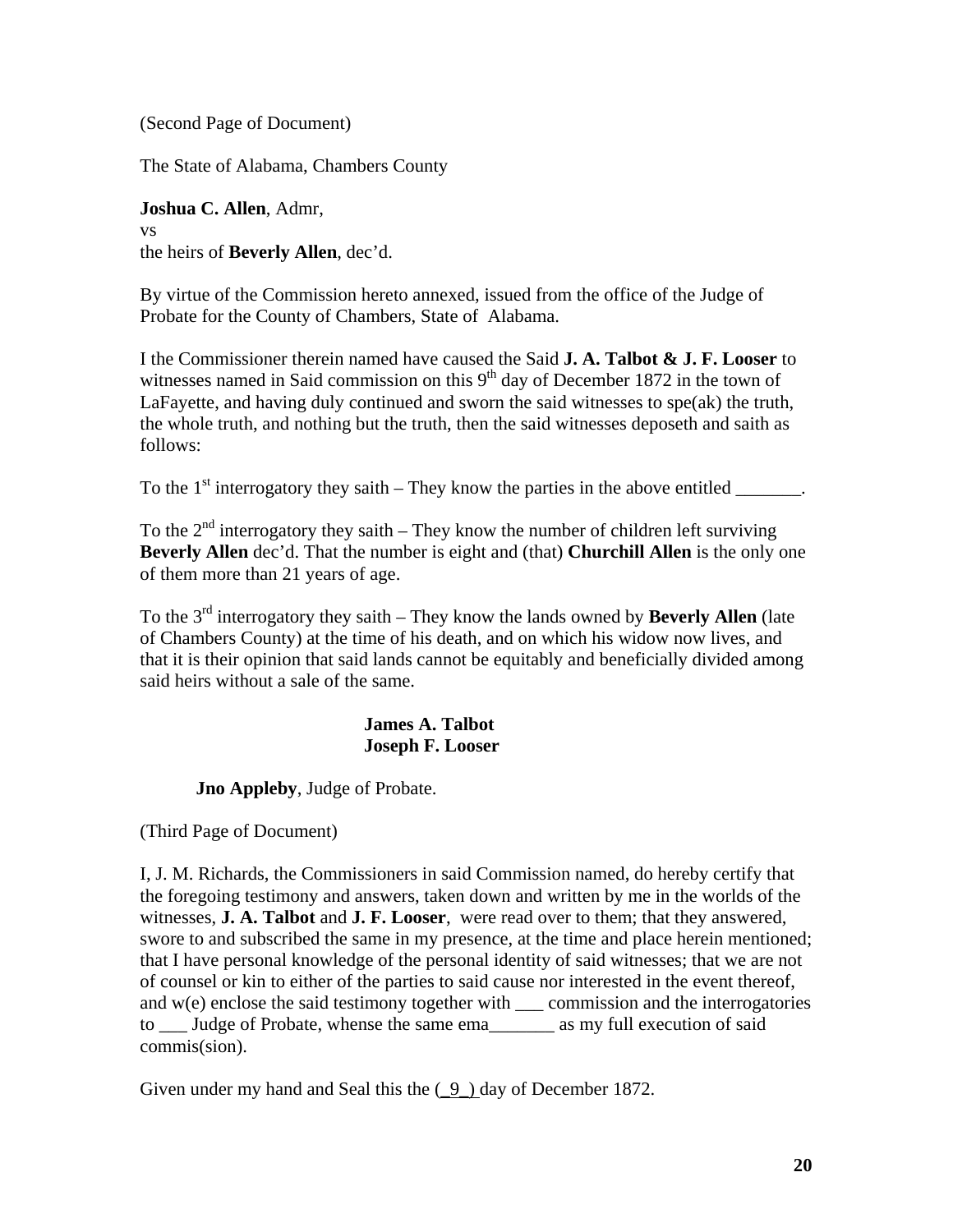(Second Page of Document)

The State of Alabama, Chambers County

**Joshua C. Allen**, Admr,
vs
the heirs of **Beverly Allen**, dec'd.

By virtue of the Commission hereto annexed, issued from the office of the Judge of Probate for the County of Chambers, State of Alabama.

I the Commissioner therein named have caused the Said **J. A. Talbot & J. F. Looser** to witnesses named in Said commission on this 9th day of December 1872 in the town of LaFayette, and having duly continued and sworn the said witnesses to spe(ak) the truth, the whole truth, and nothing but the truth, then the said witnesses deposeth and saith as follows:

To the 1st interrogatory they saith – They know the parties in the above entitled _______.

To the 2nd interrogatory they saith – They know the number of children left surviving **Beverly Allen** dec'd. That the number is eight and (that) **Churchill Allen** is the only one of them more than 21 years of age.

To the 3rd interrogatory they saith – They know the lands owned by **Beverly Allen** (late of Chambers County) at the time of his death, and on which his widow now lives, and that it is their opinion that said lands cannot be equitably and beneficially divided among said heirs without a sale of the same.

**James A. Talbot**
**Joseph F. Looser**

**Jno Appleby**, Judge of Probate.

(Third Page of Document)

I, J. M. Richards, the Commissioners in said Commission named, do hereby certify that the foregoing testimony and answers, taken down and written by me in the worlds of the witnesses, **J. A. Talbot** and **J. F. Looser**, were read over to them; that they answered, swore to and subscribed the same in my presence, at the time and place herein mentioned; that I have personal knowledge of the personal identity of said witnesses; that we are not of counsel or kin to either of the parties to said cause nor interested in the event thereof, and w(e) enclose the said testimony together with ___ commission and the interrogatories to ___ Judge of Probate, whense the same ema_______ as my full execution of said commis(sion).

Given under my hand and Seal this the (_9_) day of December 1872.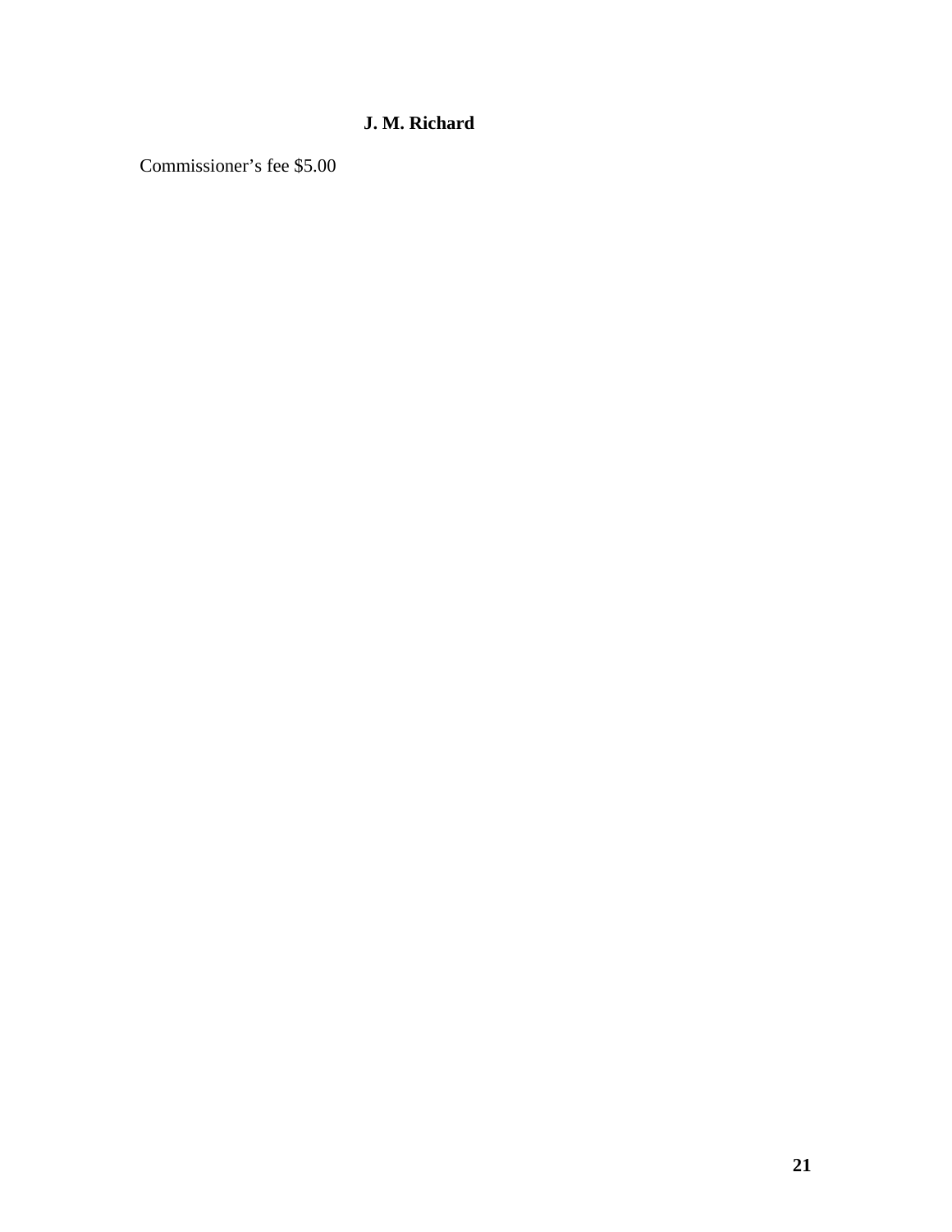**J. M. Richard**

Commissioner's fee $5.00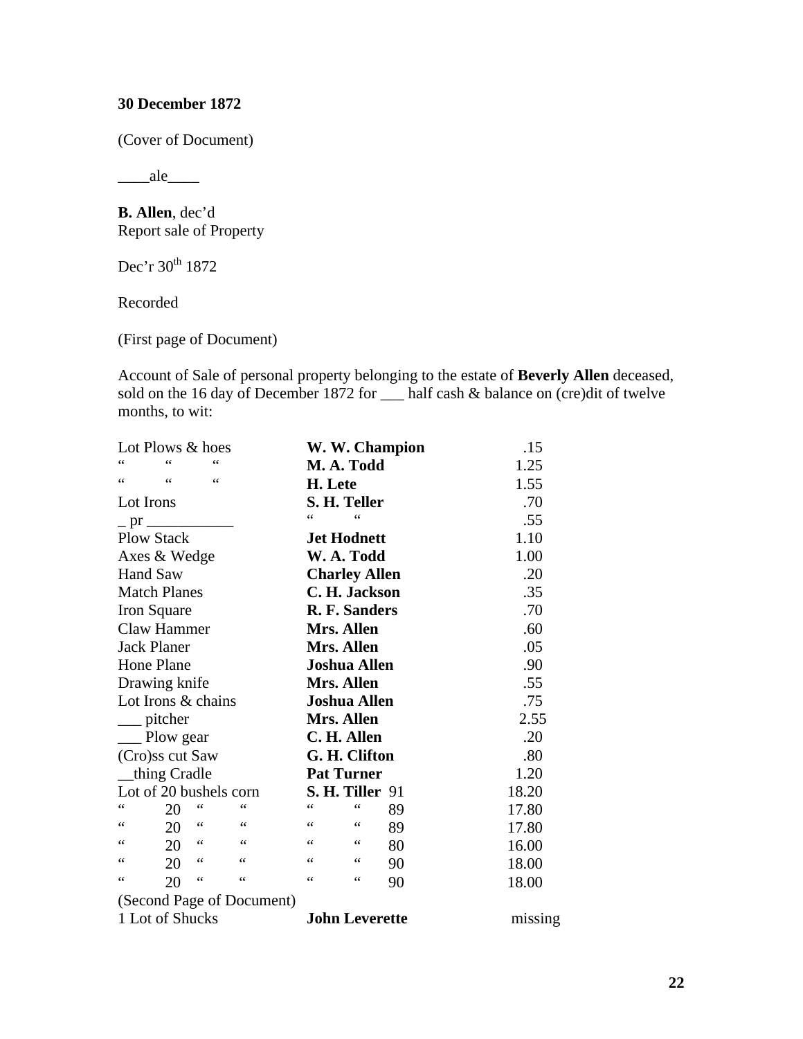**30 December 1872**

(Cover of Document)

____ale____

**B. Allen**, dec'd
Report sale of Property

Dec'r 30th 1872

Recorded

(First page of Document)

Account of Sale of personal property belonging to the estate of **Beverly Allen** deceased, sold on the 16 day of December 1872 for ___ half cash & balance on (cre)dit of twelve months, to wit:

| | | |
|---|---|---|
| Lot Plows & hoes | **W. W. Champion** | .15 |
| " " " | **M. A. Todd** | 1.25 |
| " " " | **H. Lete** | 1.55 |
| Lot Irons | **S. H. Teller** | .70 |
| _ pr ___________ | " " | .55 |
| Plow Stack | **Jet Hodnett** | 1.10 |
| Axes & Wedge | **W. A. Todd** | 1.00 |
| Hand Saw | **Charley Allen** | .20 |
| Match Planes | **C. H. Jackson** | .35 |
| Iron Square | **R. F. Sanders** | .70 |
| Claw Hammer | **Mrs. Allen** | .60 |
| Jack Planer | **Mrs. Allen** | .05 |
| Hone Plane | **Joshua Allen** | .90 |
| Drawing knife | **Mrs. Allen** | .55 |
| Lot Irons & chains | **Joshua Allen** | .75 |
| ___ pitcher | **Mrs. Allen** | 2.55 |
| ___ Plow gear | **C. H. Allen** | .20 |
| (Cro)ss cut Saw | **G. H. Clifton** | .80 |
| __thing Cradle | **Pat Turner** | 1.20 |
| Lot of 20 bushels corn | **S. H. Tiller** 91 | 18.20 |
| " 20 " " | " " 89 | 17.80 |
| " 20 " " | " " 89 | 17.80 |
| " 20 " " | " " 80 | 16.00 |
| " 20 " " | " " 90 | 18.00 |
| " 20 " " | " " 90 | 18.00 |
| (Second Page of Document) | | |
| 1 Lot of Shucks | **John Leverette** | missing |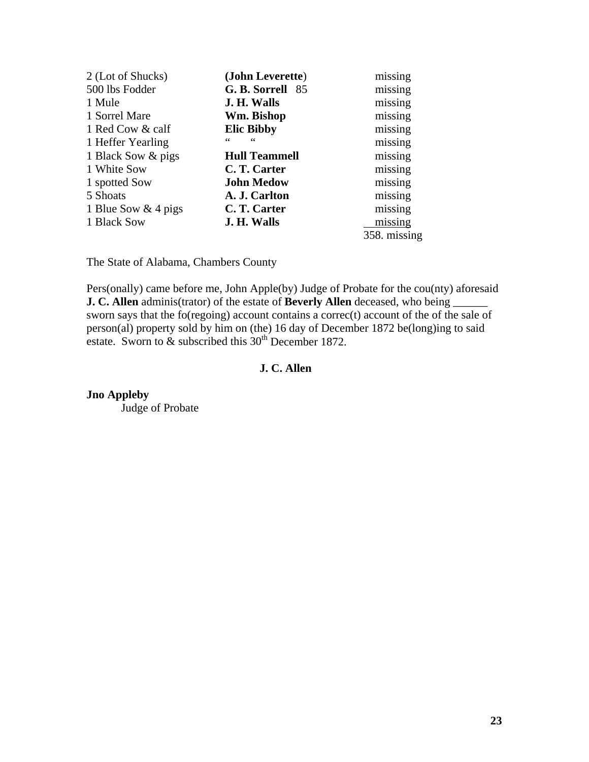| | | |
|---|---|---|
| 2 (Lot of Shucks) | **(John Leverette**) | missing |
| 500 lbs Fodder | **G. B. Sorrell** 85 | missing |
| 1 Mule | **J. H. Walls** | missing |
| 1 Sorrel Mare | **Wm. Bishop** | missing |
| 1 Red Cow & calf | **Elic Bibby** | missing |
| 1 Heffer Yearling | " " | missing |
| 1 Black Sow & pigs | **Hull Teammell** | missing |
| 1 White Sow | **C. T. Carter** | missing |
| 1 spotted Sow | **John Medow** | missing |
| 5 Shoats | **A. J. Carlton** | missing |
| 1 Blue Sow & 4 pigs | **C. T. Carter** | missing |
| 1 Black Sow | **J. H. Walls** | missing |
| | | 358. missing |

The State of Alabama, Chambers County

Pers(onally) came before me, John Apple(by) Judge of Probate for the cou(nty) aforesaid **J. C. Allen** adminis(trator) of the estate of **Beverly Allen** deceased, who being ______ sworn says that the fo(regoing) account contains a correc(t) account of the of the sale of person(al) property sold by him on (the) 16 day of December 1872 be(long)ing to said estate. Sworn to & subscribed this 30th December 1872.

**J. C. Allen**

**Jno Appleby**
Judge of Probate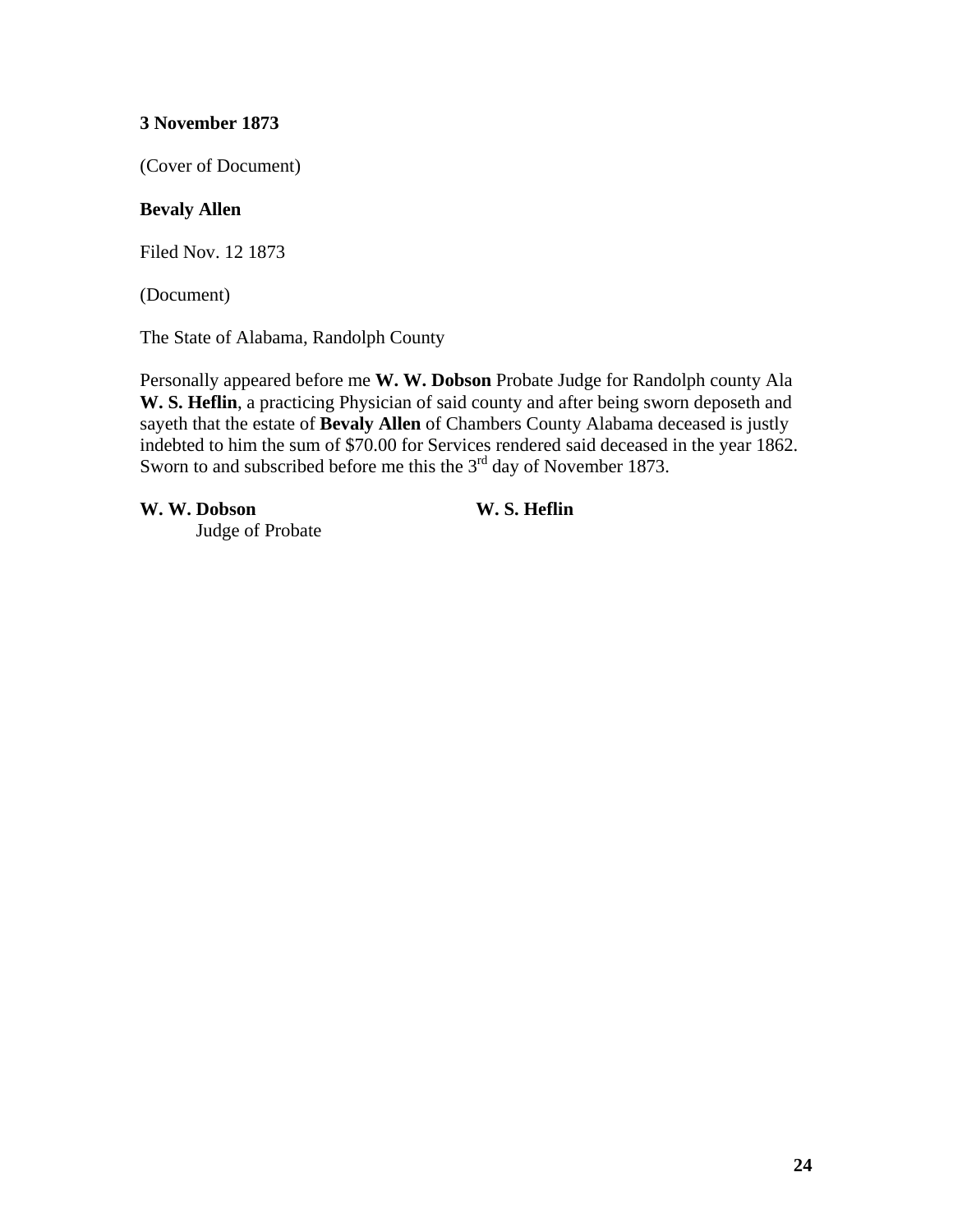**3 November 1873**

(Cover of Document)

**Bevaly Allen**

Filed Nov. 12 1873

(Document)

The State of Alabama, Randolph County

Personally appeared before me **W. W. Dobson** Probate Judge for Randolph county Ala **W. S. Heflin**, a practicing Physician of said county and after being sworn deposeth and sayeth that the estate of **Bevaly Allen** of Chambers County Alabama deceased is justly indebted to him the sum of $70.00 for Services rendered said deceased in the year 1862. Sworn to and subscribed before me this the 3rd day of November 1873.

**W. W. Dobson**
Judge of Probate

**W. S. Heflin**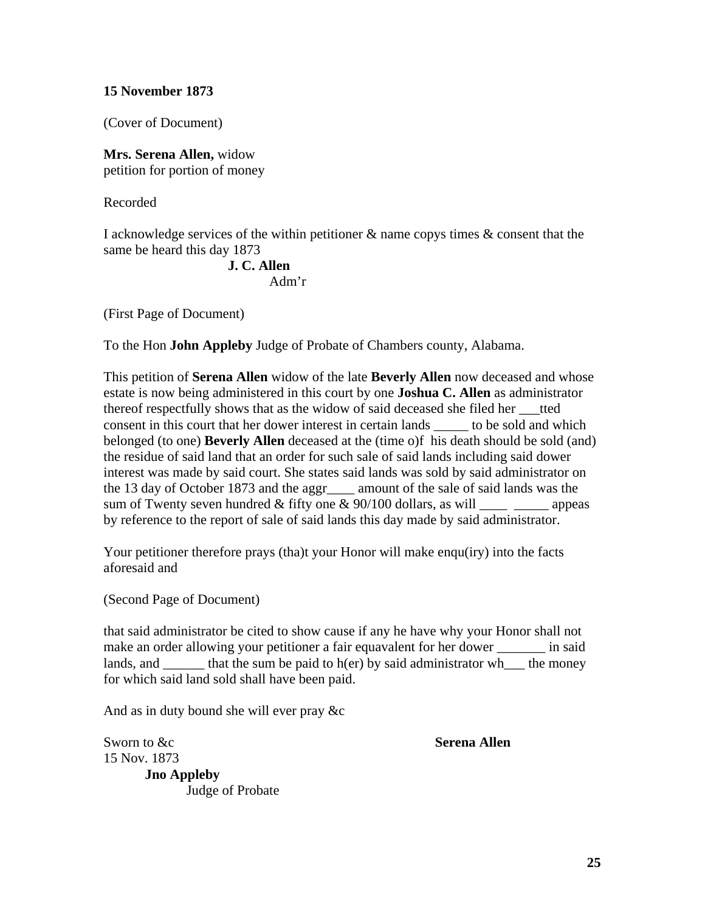**15 November 1873**

(Cover of Document)

**Mrs. Serena Allen,** widow
petition for portion of money

Recorded

I acknowledge services of the within petitioner & name copys times & consent that the same be heard this day 1873

**J. C. Allen**
Adm'r

(First Page of Document)

To the Hon **John Appleby** Judge of Probate of Chambers county, Alabama.

This petition of **Serena Allen** widow of the late **Beverly Allen** now deceased and whose estate is now being administered in this court by one **Joshua C. Allen** as administrator thereof respectfully shows that as the widow of said deceased she filed her ___tted consent in this court that her dower interest in certain lands _____ to be sold and which belonged (to one) **Beverly Allen** deceased at the (time o)f his death should be sold (and) the residue of said land that an order for such sale of said lands including said dower interest was made by said court. She states said lands was sold by said administrator on the 13 day of October 1873 and the aggr____ amount of the sale of said lands was the sum of Twenty seven hundred & fifty one & 90/100 dollars, as will ____ _____ appeas by reference to the report of sale of said lands this day made by said administrator.

Your petitioner therefore prays (tha)t your Honor will make enqu(iry) into the facts aforesaid and

(Second Page of Document)

that said administrator be cited to show cause if any he have why your Honor shall not make an order allowing your petitioner a fair equavalent for her dower _______ in said lands, and ______ that the sum be paid to h(er) by said administrator wh___ the money for which said land sold shall have been paid.

And as in duty bound she will ever pray &c

Sworn to &c
15 Nov. 1873
**Jno Appleby**
Judge of Probate

**Serena Allen**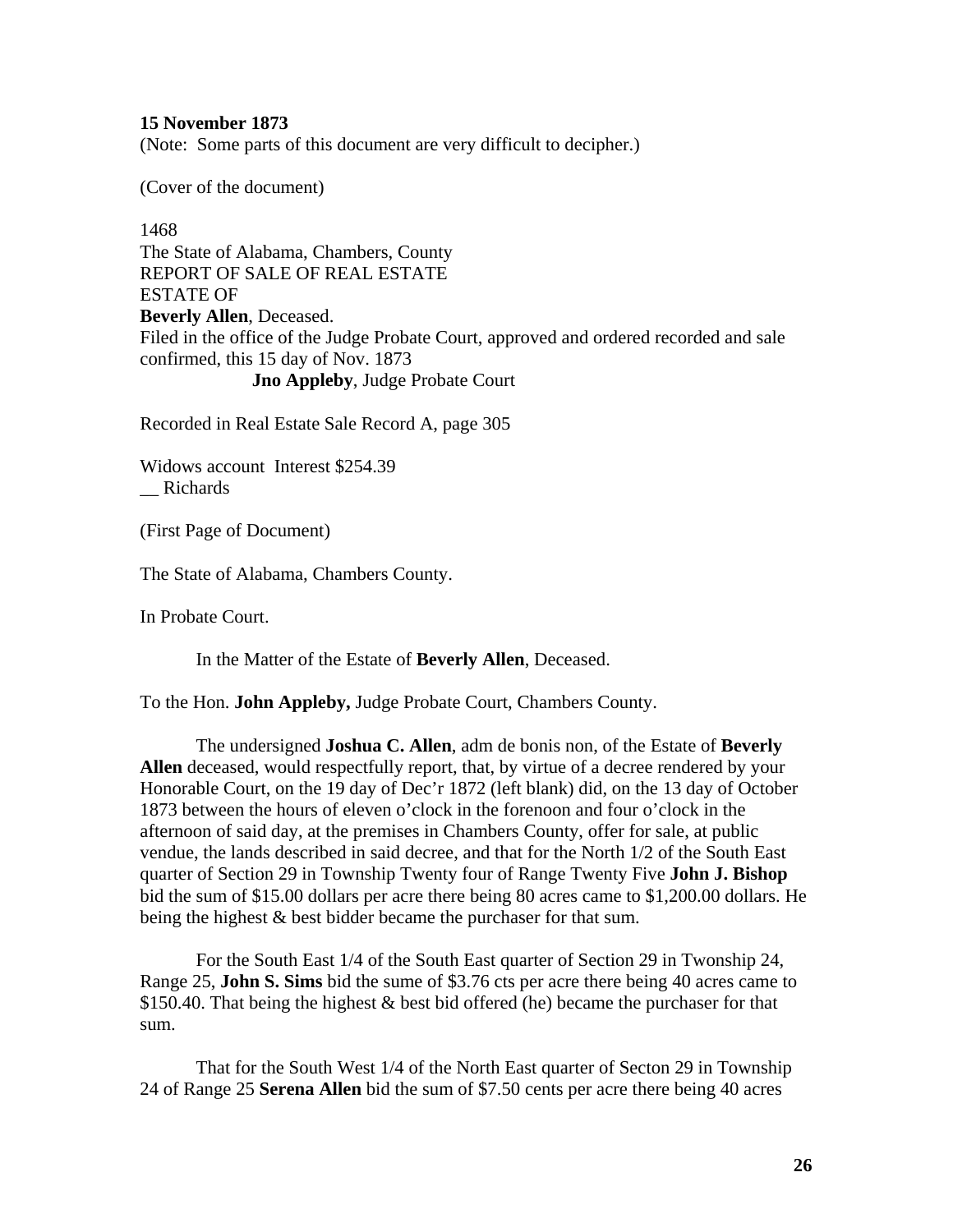**15 November 1873**
(Note: Some parts of this document are very difficult to decipher.)

(Cover of the document)

1468
The State of Alabama, Chambers, County
REPORT OF SALE OF REAL ESTATE
ESTATE OF
**Beverly Allen**, Deceased.
Filed in the office of the Judge Probate Court, approved and ordered recorded and sale confirmed, this 15 day of Nov. 1873
**Jno Appleby**, Judge Probate Court

Recorded in Real Estate Sale Record A, page 305

Widows account Interest $254.39
__ Richards

(First Page of Document)

The State of Alabama, Chambers County.

In Probate Court.

In the Matter of the Estate of **Beverly Allen**, Deceased.

To the Hon. **John Appleby,** Judge Probate Court, Chambers County.

The undersigned **Joshua C. Allen**, adm de bonis non, of the Estate of **Beverly Allen** deceased, would respectfully report, that, by virtue of a decree rendered by your Honorable Court, on the 19 day of Dec'r 1872 (left blank) did, on the 13 day of October 1873 between the hours of eleven o'clock in the forenoon and four o'clock in the afternoon of said day, at the premises in Chambers County, offer for sale, at public vendue, the lands described in said decree, and that for the North 1/2 of the South East quarter of Section 29 in Township Twenty four of Range Twenty Five **John J. Bishop** bid the sum of $15.00 dollars per acre there being 80 acres came to $1,200.00 dollars. He being the highest & best bidder became the purchaser for that sum.

For the South East 1/4 of the South East quarter of Section 29 in Twonship 24, Range 25, **John S. Sims** bid the sume of $3.76 cts per acre there being 40 acres came to $150.40. That being the highest & best bid offered (he) became the purchaser for that sum.

That for the South West 1/4 of the North East quarter of Secton 29 in Township 24 of Range 25 **Serena Allen** bid the sum of $7.50 cents per acre there being 40 acres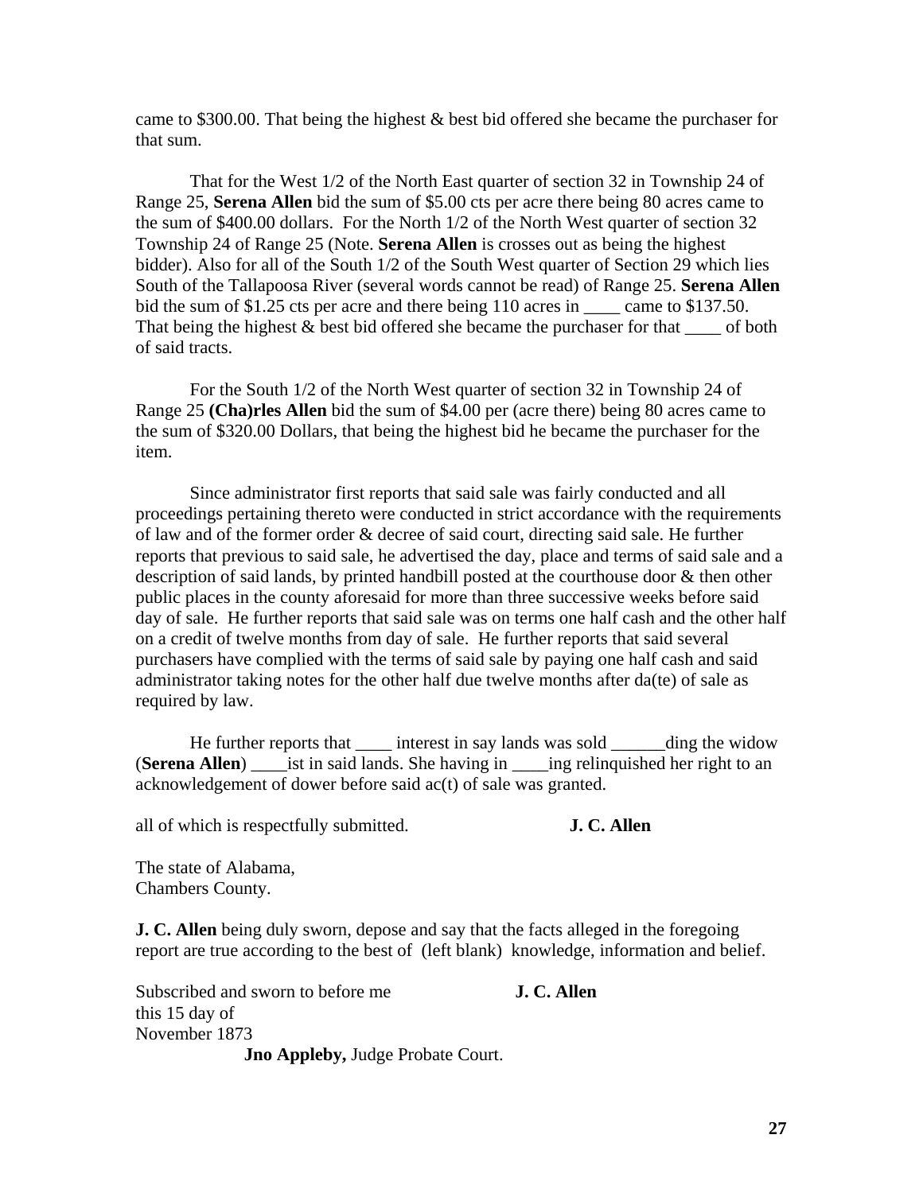came to $300.00. That being the highest & best bid offered she became the purchaser for that sum.

That for the West 1/2 of the North East quarter of section 32 in Township 24 of Range 25, **Serena Allen** bid the sum of $5.00 cts per acre there being 80 acres came to the sum of $400.00 dollars. For the North 1/2 of the North West quarter of section 32 Township 24 of Range 25 (Note. **Serena Allen** is crosses out as being the highest bidder). Also for all of the South 1/2 of the South West quarter of Section 29 which lies South of the Tallapoosa River (several words cannot be read) of Range 25. **Serena Allen** bid the sum of $1.25 cts per acre and there being 110 acres in ____ came to $137.50. That being the highest & best bid offered she became the purchaser for that ____ of both of said tracts.

For the South 1/2 of the North West quarter of section 32 in Township 24 of Range 25 **(Cha)rles Allen** bid the sum of $4.00 per (acre there) being 80 acres came to the sum of $320.00 Dollars, that being the highest bid he became the purchaser for the item.

Since administrator first reports that said sale was fairly conducted and all proceedings pertaining thereto were conducted in strict accordance with the requirements of law and of the former order & decree of said court, directing said sale. He further reports that previous to said sale, he advertised the day, place and terms of said sale and a description of said lands, by printed handbill posted at the courthouse door & then other public places in the county aforesaid for more than three successive weeks before said day of sale. He further reports that said sale was on terms one half cash and the other half on a credit of twelve months from day of sale. He further reports that said several purchasers have complied with the terms of said sale by paying one half cash and said administrator taking notes for the other half due twelve months after da(te) of sale as required by law.

He further reports that ____ interest in say lands was sold ______ding the widow (**Serena Allen**) ____ist in said lands. She having in ____ing relinquished her right to an acknowledgement of dower before said ac(t) of sale was granted.

all of which is respectfully submitted. **J. C. Allen**

The state of Alabama,
Chambers County.

**J. C. Allen** being duly sworn, depose and say that the facts alleged in the foregoing report are true according to the best of (left blank) knowledge, information and belief.

Subscribed and sworn to before me
this 15 day of
November 1873

**J. C. Allen**

**Jno Appleby,** Judge Probate Court.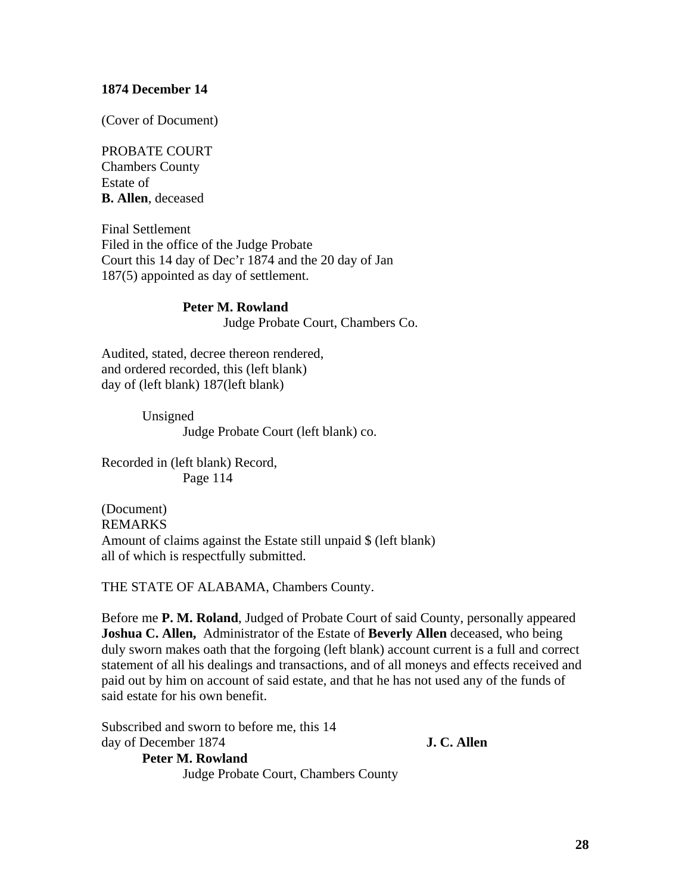**1874 December 14**

(Cover of Document)

PROBATE COURT
Chambers County
Estate of
**B. Allen**, deceased

Final Settlement
Filed in the office of the Judge Probate
Court this 14 day of Dec'r 1874 and the 20 day of Jan
187(5) appointed as day of settlement.

**Peter M. Rowland**
Judge Probate Court, Chambers Co.

Audited, stated, decree thereon rendered,
and ordered recorded, this (left blank)
day of (left blank) 187(left blank)

Unsigned
Judge Probate Court (left blank) co.

Recorded in (left blank) Record,
Page 114

(Document)
REMARKS
Amount of claims against the Estate still unpaid $ (left blank)
all of which is respectfully submitted.

THE STATE OF ALABAMA, Chambers County.

Before me **P. M. Roland**, Judged of Probate Court of said County, personally appeared **Joshua C. Allen,** Administrator of the Estate of **Beverly Allen** deceased, who being duly sworn makes oath that the forgoing (left blank) account current is a full and correct statement of all his dealings and transactions, and of all moneys and effects received and paid out by him on account of said estate, and that he has not used any of the funds of said estate for his own benefit.

Subscribed and sworn to before me, this 14
day of December 1874 **J. C. Allen**

**Peter M. Rowland**
Judge Probate Court, Chambers County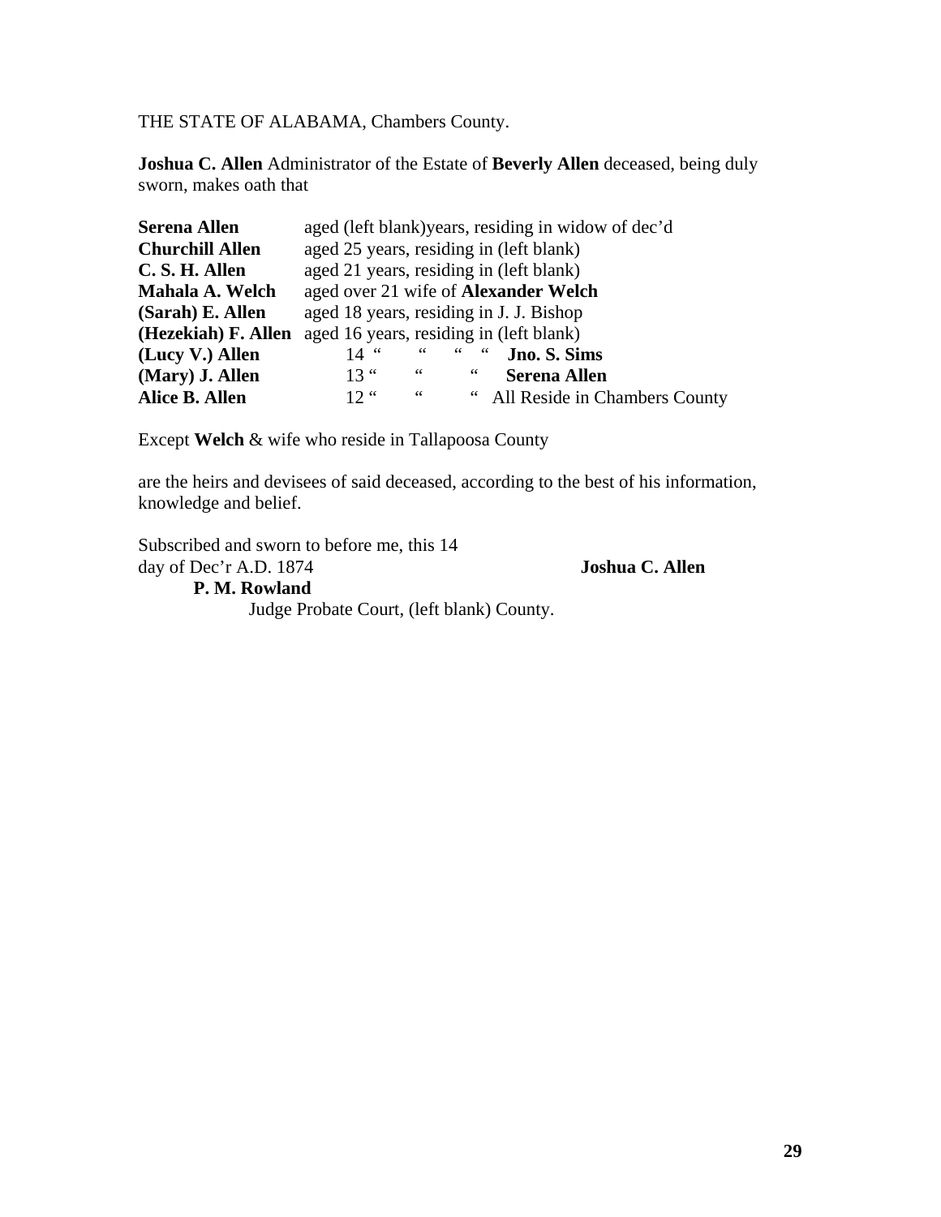THE STATE OF ALABAMA, Chambers County.

**Joshua C. Allen** Administrator of the Estate of **Beverly Allen** deceased, being duly sworn, makes oath that

| | |
|---|---|
| **Serena Allen** | aged (left blank)years, residing in widow of dec'd |
| **Churchill Allen** | aged 25 years, residing in (left blank) |
| **C. S. H. Allen** | aged 21 years, residing in (left blank) |
| **Mahala A. Welch** | aged over 21 wife of **Alexander Welch** |
| **(Sarah) E. Allen** | aged 18 years, residing in J. J. Bishop |
| **(Hezekiah) F. Allen** | aged 16 years, residing in (left blank) |
| **(Lucy V.) Allen** | 14 " " " " **Jno. S. Sims** |
| **(Mary) J. Allen** | 13 " " " **Serena Allen** |
| **Alice B. Allen** | 12 " " " All Reside in Chambers County |

Except **Welch** & wife who reside in Tallapoosa County

are the heirs and devisees of said deceased, according to the best of his information, knowledge and belief.

Subscribed and sworn to before me, this 14 day of Dec'r A.D. 1874 **Joshua C. Allen**

**P. M. Rowland**

Judge Probate Court, (left blank) County.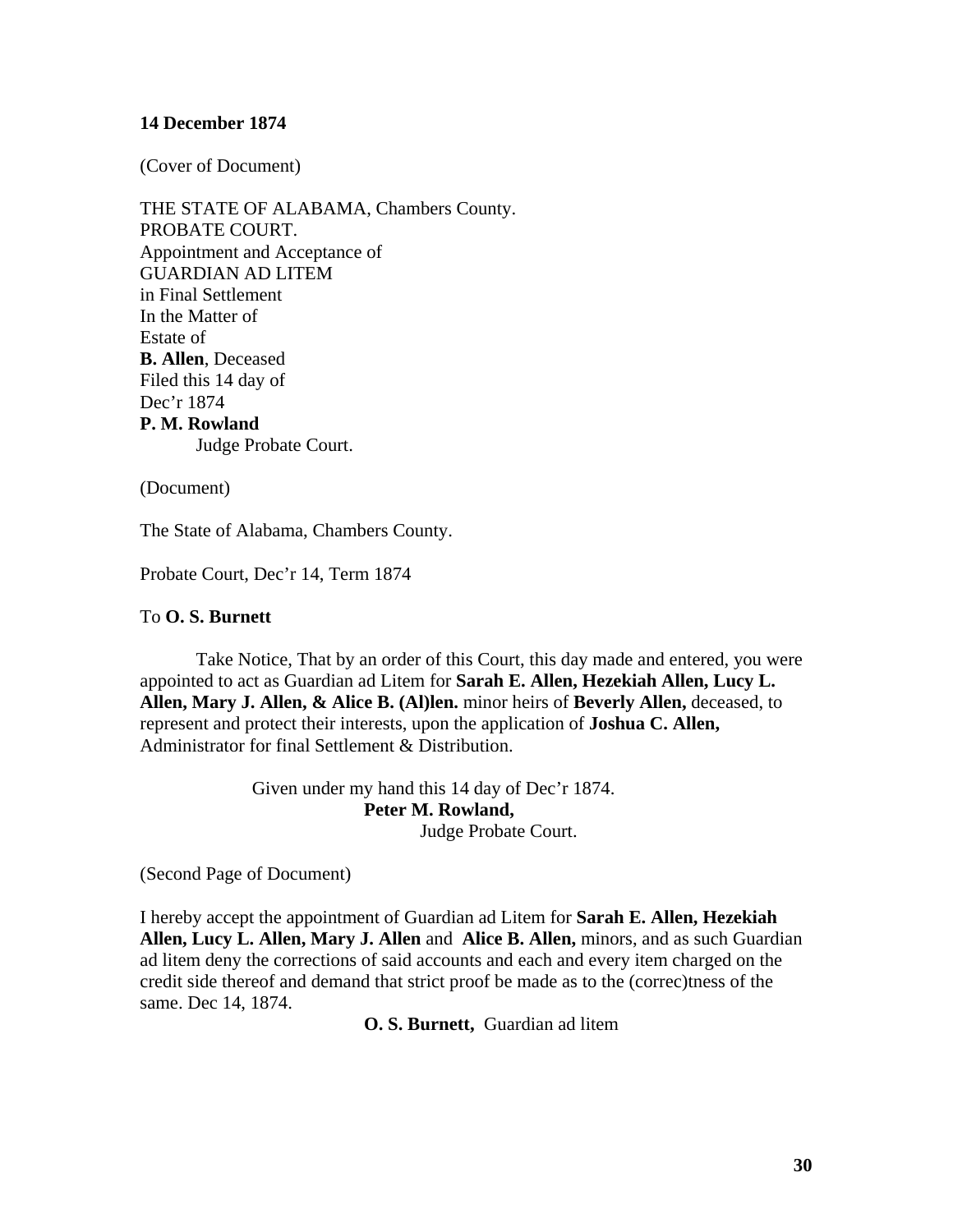**14 December 1874**

(Cover of Document)

THE STATE OF ALABAMA, Chambers County.
PROBATE COURT.
Appointment and Acceptance of
GUARDIAN AD LITEM
in Final Settlement
In the Matter of
Estate of
**B. Allen**, Deceased
Filed this 14 day of
Dec'r 1874
**P. M. Rowland**
Judge Probate Court.

(Document)

The State of Alabama, Chambers County.

Probate Court, Dec'r 14, Term 1874

To **O. S. Burnett**

Take Notice, That by an order of this Court, this day made and entered, you were appointed to act as Guardian ad Litem for **Sarah E. Allen, Hezekiah Allen, Lucy L. Allen, Mary J. Allen, & Alice B. (Al)len.** minor heirs of **Beverly Allen,** deceased, to represent and protect their interests, upon the application of **Joshua C. Allen,** Administrator for final Settlement & Distribution.

Given under my hand this 14 day of Dec'r 1874.
**Peter M. Rowland,**
Judge Probate Court.

(Second Page of Document)

I hereby accept the appointment of Guardian ad Litem for **Sarah E. Allen, Hezekiah Allen, Lucy L. Allen, Mary J. Allen** and **Alice B. Allen,** minors, and as such Guardian ad litem deny the corrections of said accounts and each and every item charged on the credit side thereof and demand that strict proof be made as to the (correc)tness of the same. Dec 14, 1874.

**O. S. Burnett,** Guardian ad litem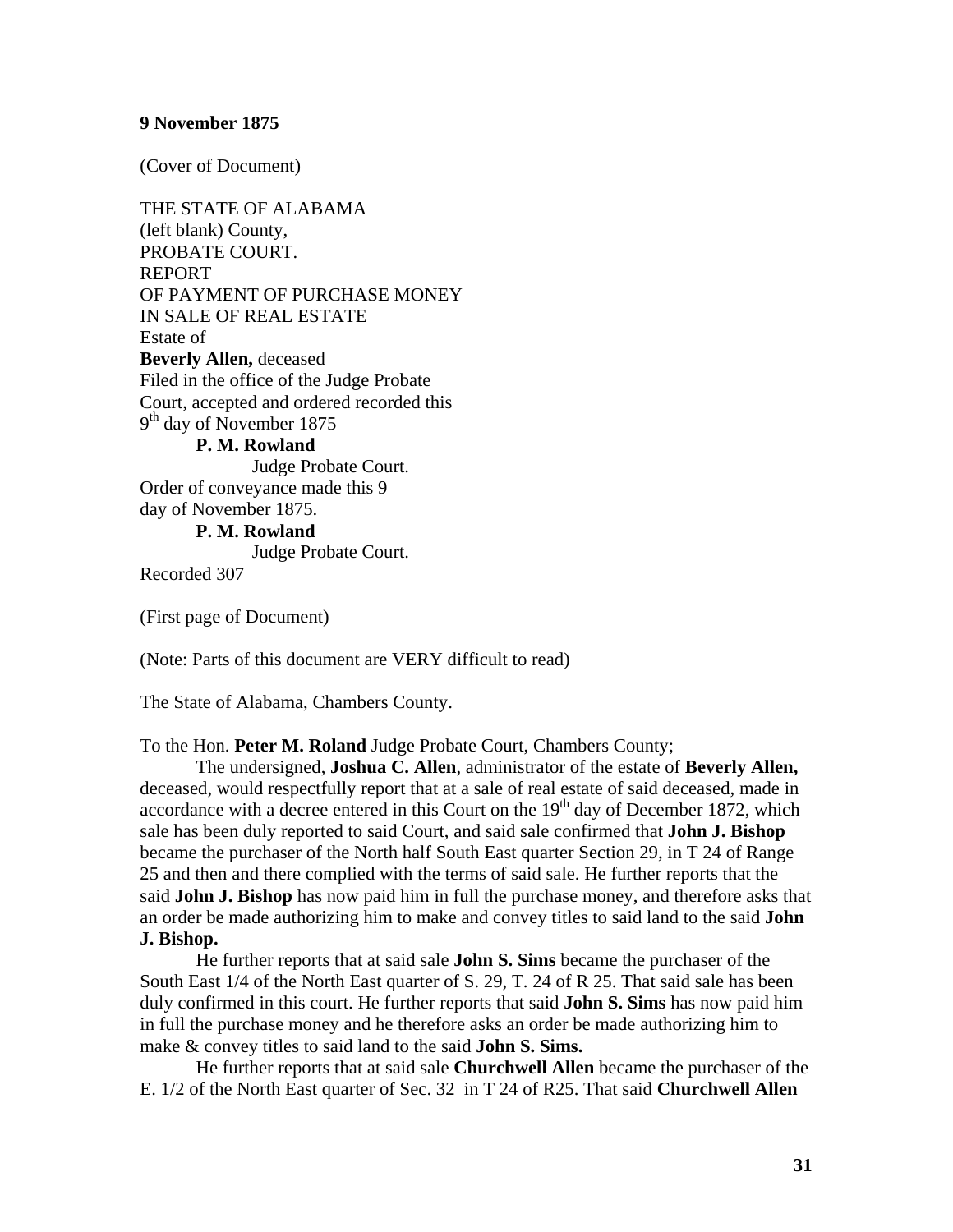**9 November 1875**

(Cover of Document)

THE STATE OF ALABAMA
(left blank) County,
PROBATE COURT.
REPORT
OF PAYMENT OF PURCHASE MONEY
IN SALE OF REAL ESTATE
Estate of
**Beverly Allen,** deceased
Filed in the office of the Judge Probate
Court, accepted and ordered recorded this
9th day of November 1875
**P. M. Rowland**
Judge Probate Court.
Order of conveyance made this 9
day of November 1875.
**P. M. Rowland**
Judge Probate Court.
Recorded 307

(First page of Document)

(Note: Parts of this document are VERY difficult to read)

The State of Alabama, Chambers County.

To the Hon. **Peter M. Roland** Judge Probate Court, Chambers County;

The undersigned, **Joshua C. Allen**, administrator of the estate of **Beverly Allen,** deceased, would respectfully report that at a sale of real estate of said deceased, made in accordance with a decree entered in this Court on the 19th day of December 1872, which sale has been duly reported to said Court, and said sale confirmed that **John J. Bishop** became the purchaser of the North half South East quarter Section 29, in T 24 of Range 25 and then and there complied with the terms of said sale. He further reports that the said **John J. Bishop** has now paid him in full the purchase money, and therefore asks that an order be made authorizing him to make and convey titles to said land to the said **John J. Bishop.**

He further reports that at said sale **John S. Sims** became the purchaser of the South East 1/4 of the North East quarter of S. 29, T. 24 of R 25. That said sale has been duly confirmed in this court. He further reports that said **John S. Sims** has now paid him in full the purchase money and he therefore asks an order be made authorizing him to make & convey titles to said land to the said **John S. Sims.**

He further reports that at said sale **Churchwell Allen** became the purchaser of the E. 1/2 of the North East quarter of Sec. 32 in T 24 of R25. That said **Churchwell Allen**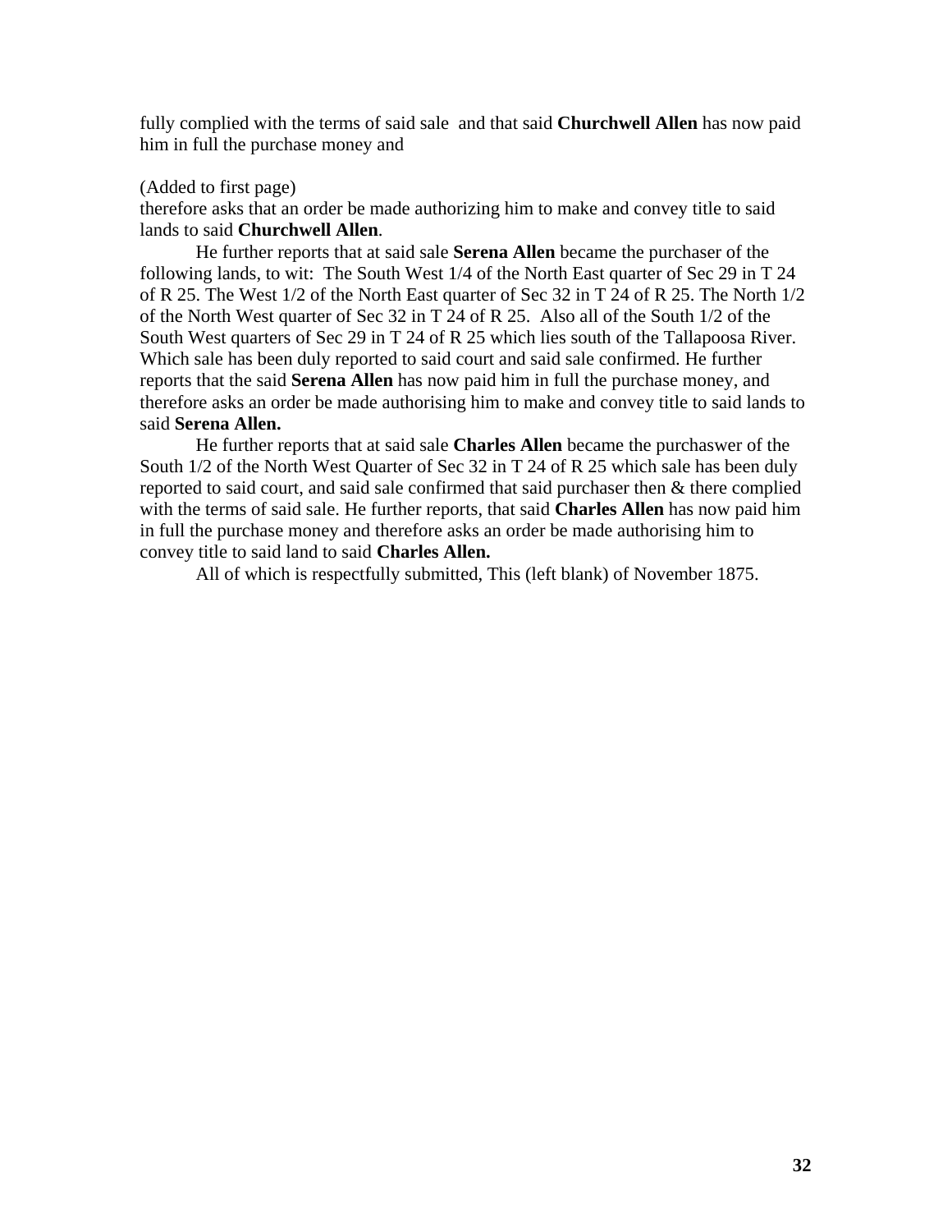fully complied with the terms of said sale and that said **Churchwell Allen** has now paid him in full the purchase money and

(Added to first page)
therefore asks that an order be made authorizing him to make and convey title to said lands to said **Churchwell Allen**.

He further reports that at said sale **Serena Allen** became the purchaser of the following lands, to wit: The South West 1/4 of the North East quarter of Sec 29 in T 24 of R 25. The West 1/2 of the North East quarter of Sec 32 in T 24 of R 25. The North 1/2 of the North West quarter of Sec 32 in T 24 of R 25. Also all of the South 1/2 of the South West quarters of Sec 29 in T 24 of R 25 which lies south of the Tallapoosa River. Which sale has been duly reported to said court and said sale confirmed. He further reports that the said **Serena Allen** has now paid him in full the purchase money, and therefore asks an order be made authorising him to make and convey title to said lands to said **Serena Allen.**

He further reports that at said sale **Charles Allen** became the purchaswer of the South 1/2 of the North West Quarter of Sec 32 in T 24 of R 25 which sale has been duly reported to said court, and said sale confirmed that said purchaser then & there complied with the terms of said sale. He further reports, that said **Charles Allen** has now paid him in full the purchase money and therefore asks an order be made authorising him to convey title to said land to said **Charles Allen.**

All of which is respectfully submitted, This (left blank) of November 1875.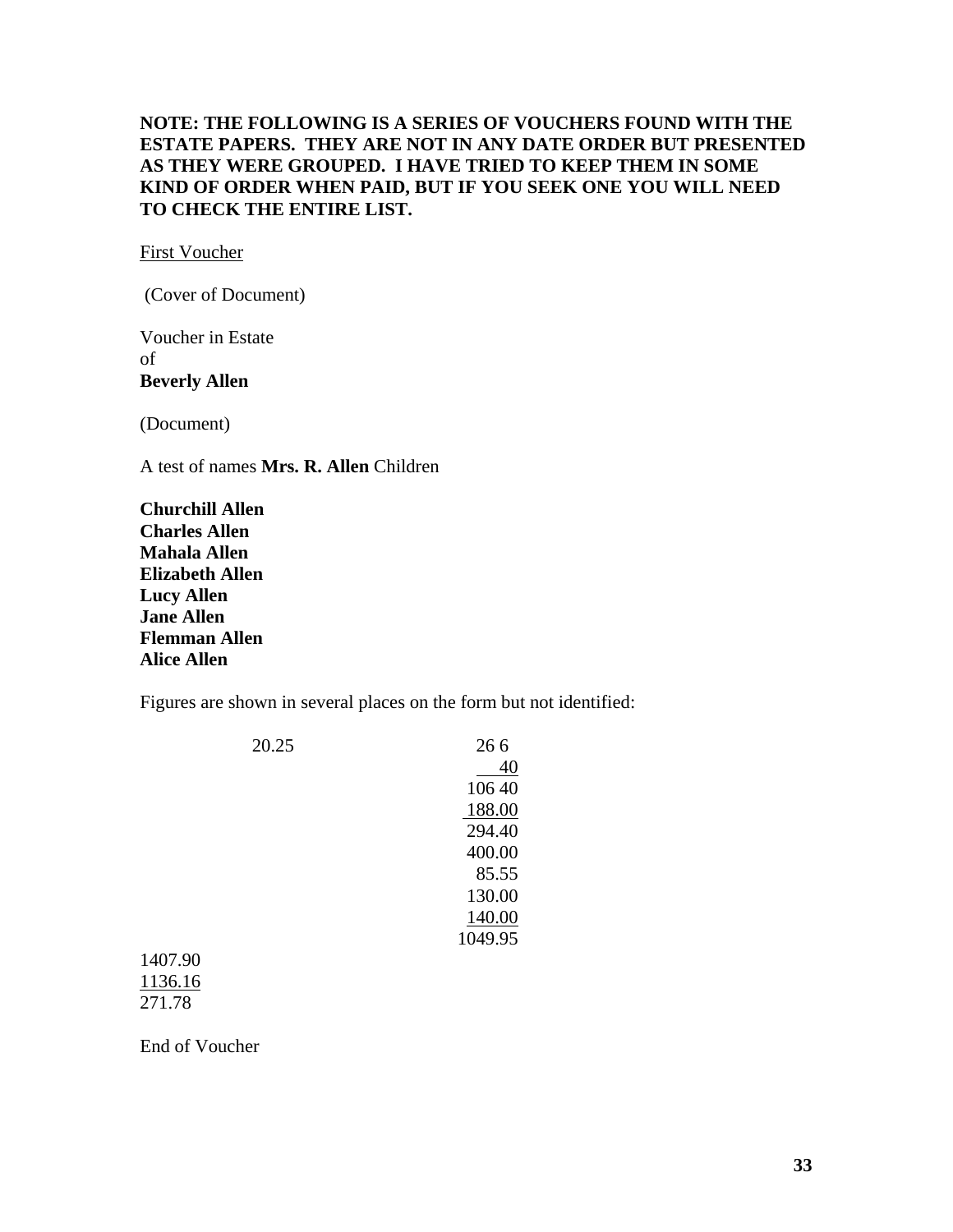**NOTE: THE FOLLOWING IS A SERIES OF VOUCHERS FOUND WITH THE ESTATE PAPERS. THEY ARE NOT IN ANY DATE ORDER BUT PRESENTED AS THEY WERE GROUPED. I HAVE TRIED TO KEEP THEM IN SOME KIND OF ORDER WHEN PAID, BUT IF YOU SEEK ONE YOU WILL NEED TO CHECK THE ENTIRE LIST.**

First Voucher

(Cover of Document)

Voucher in Estate
of
**Beverly Allen**

(Document)

A test of names **Mrs. R. Allen** Children

**Churchill Allen**
**Charles Allen**
**Mahala Allen**
**Elizabeth Allen**
**Lucy Allen**
**Jane Allen**
**Flemman Allen**
**Alice Allen**

Figures are shown in several places on the form but not identified:

```
            20.25                    26 6
                                       40
                                   106 40
                                   188.00
                                   294.40
                                   400.00
                                    85.55
                                   130.00
                                   140.00
                                  1049.95
1407.90
1136.16
271.78
```

End of Voucher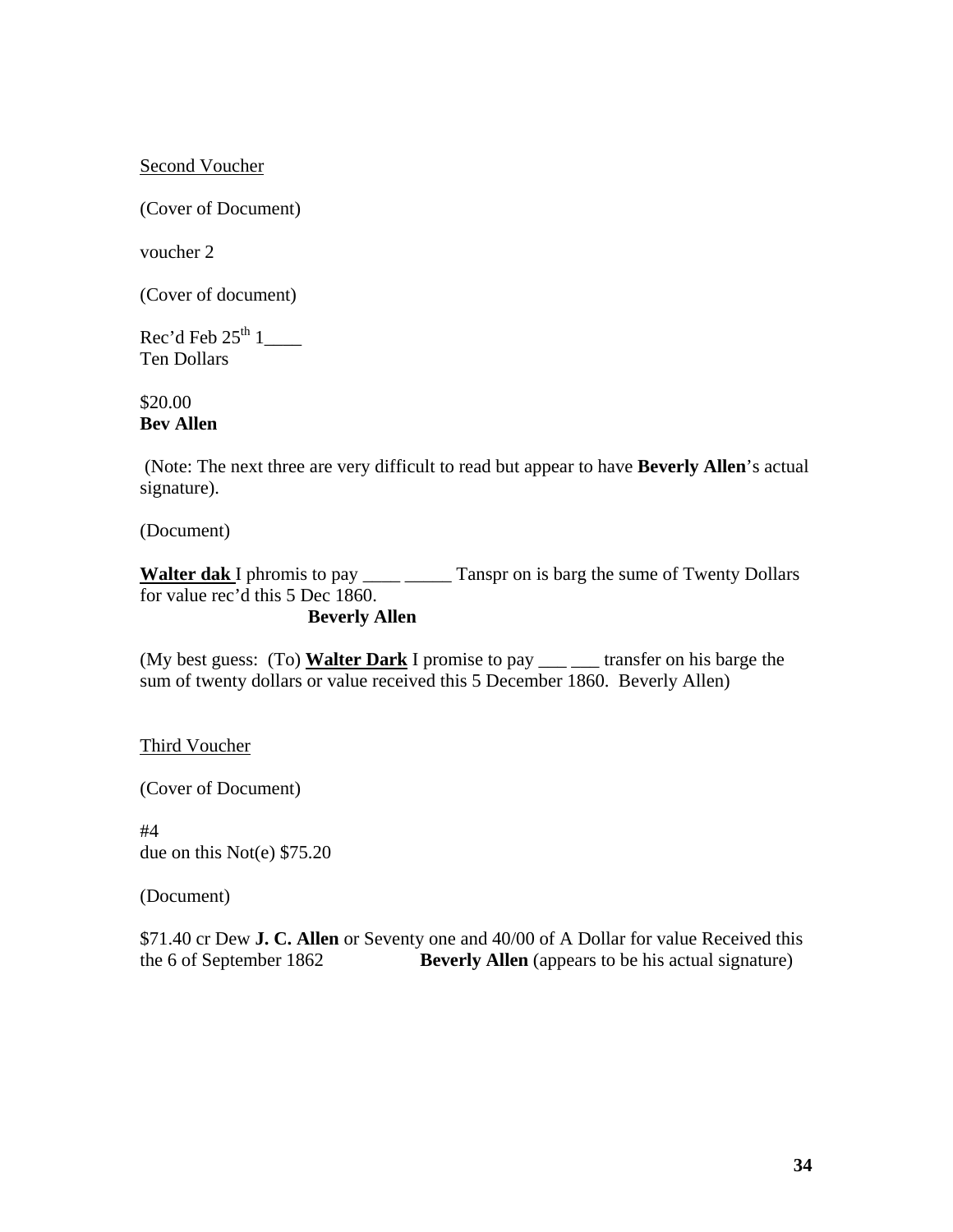Second Voucher

(Cover of Document)

voucher 2

(Cover of document)

Rec'd Feb 25th 1____
Ten Dollars

$20.00
**Bev Allen**

(Note: The next three are very difficult to read but appear to have **Beverly Allen**'s actual signature).

(Document)

**Walter dak** I phromis to pay ____ _____ Tanspr on is barg the sume of Twenty Dollars for value rec'd this 5 Dec 1860.
**Beverly Allen**

(My best guess: (To) **Walter Dark** I promise to pay ___ ___ transfer on his barge the sum of twenty dollars or value received this 5 December 1860. Beverly Allen)

Third Voucher

(Cover of Document)

#4
due on this Not(e) $75.20

(Document)

$71.40 cr Dew **J. C. Allen** or Seventy one and 40/00 of A Dollar for value Received this the 6 of September 1862 **Beverly Allen** (appears to be his actual signature)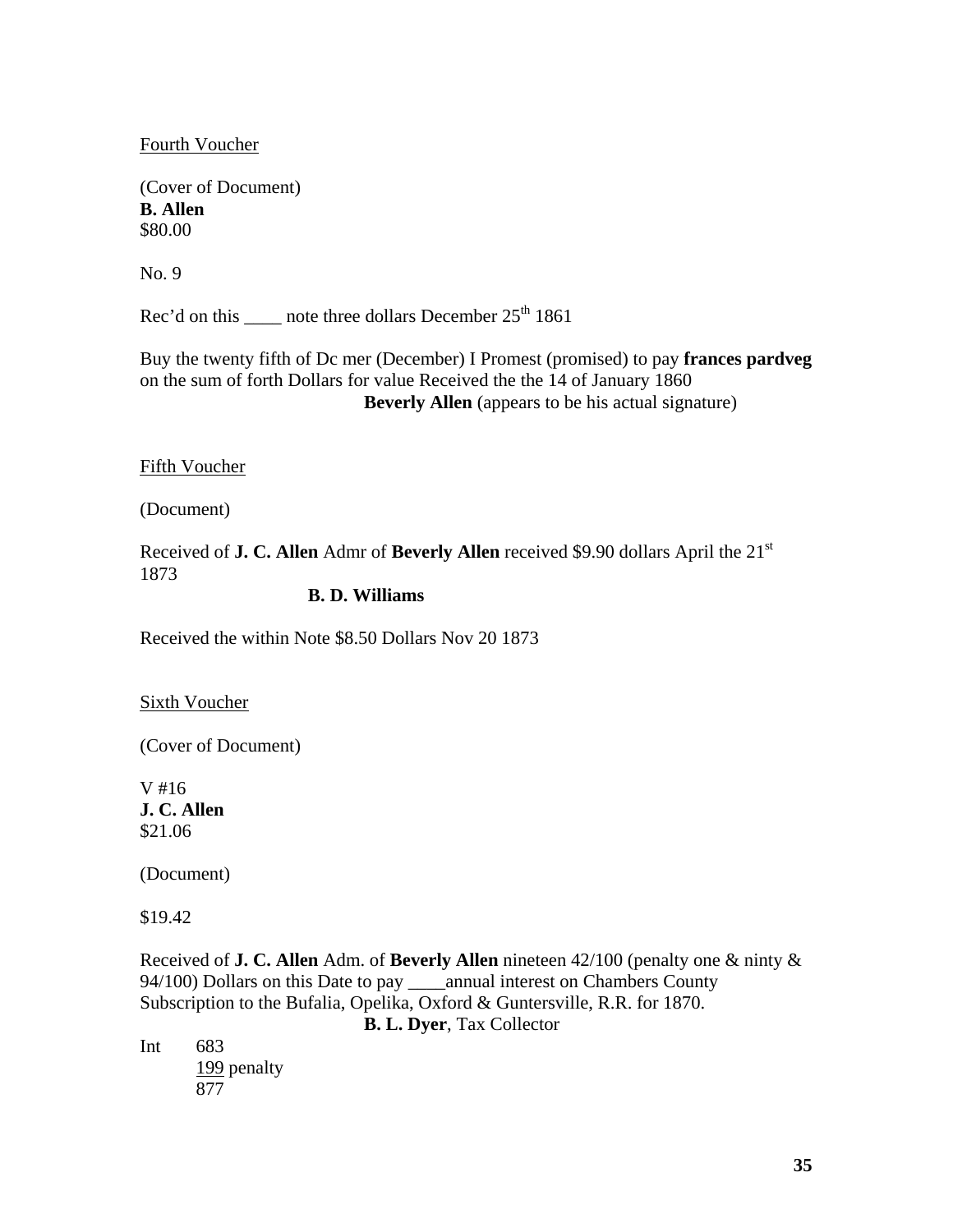<u>Fourth Voucher</u>

(Cover of Document)
**B. Allen**
$80.00

No. 9

Rec'd on this ____ note three dollars December 25th 1861

Buy the twenty fifth of Dc mer (December) I Promest (promised) to pay **frances pardveg** on the sum of forth Dollars for value Received the the 14 of January 1860
**Beverly Allen** (appears to be his actual signature)

<u>Fifth Voucher</u>

(Document)

Received of **J. C. Allen** Admr of **Beverly Allen** received $9.90 dollars April the 21st 1873
**B. D. Williams**

Received the within Note $8.50 Dollars Nov 20 1873

<u>Sixth Voucher</u>

(Cover of Document)

V #16
**J. C. Allen**
$21.06

(Document)

$19.42

Received of **J. C. Allen** Adm. of **Beverly Allen** nineteen 42/100 (penalty one & ninty & 94/100) Dollars on this Date to pay ____annual interest on Chambers County Subscription to the Bufalia, Opelika, Oxford & Guntersville, R.R. for 1870.
**B. L. Dyer**, Tax Collector

Int 683
<u>199</u> penalty
877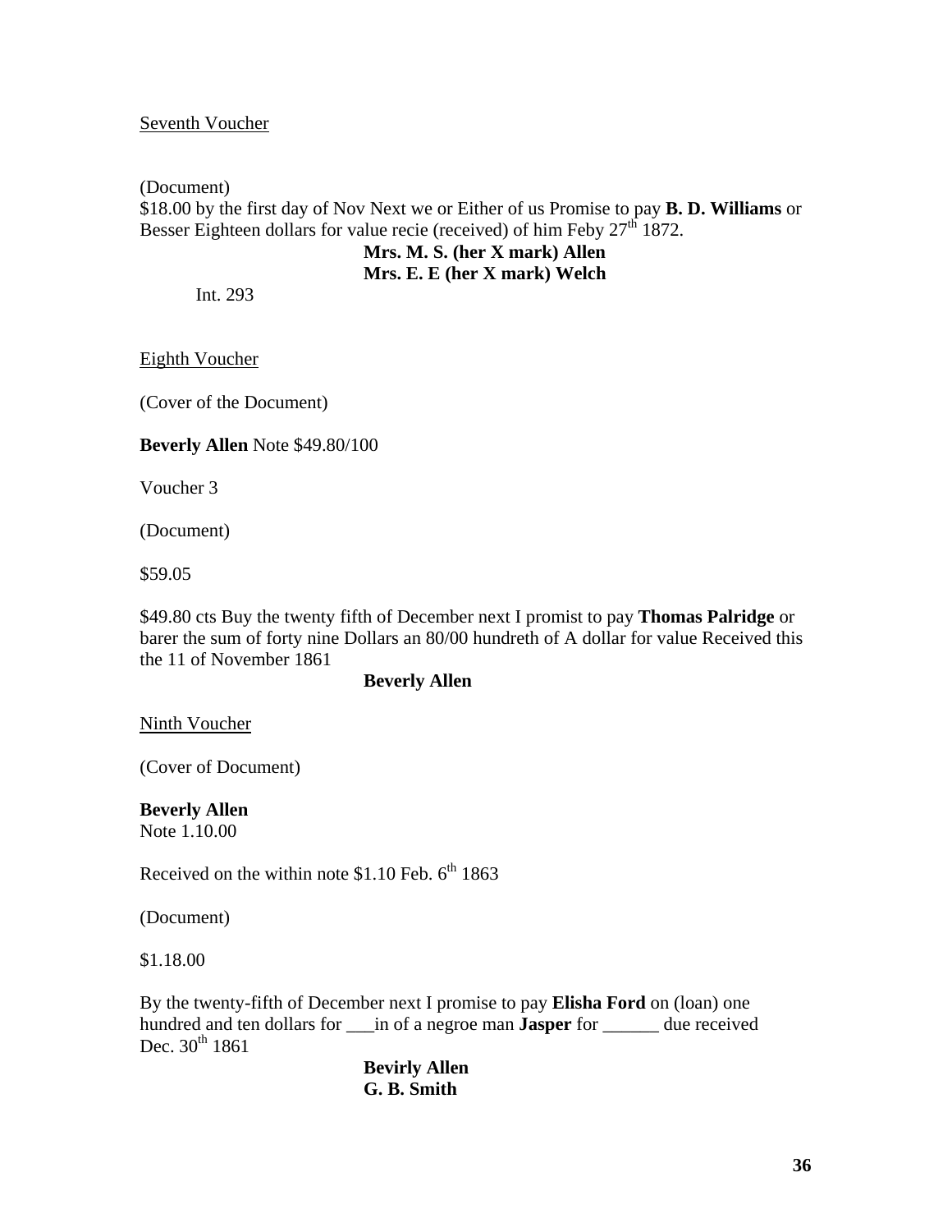<u>Seventh Voucher</u>

(Document)
$18.00 by the first day of Nov Next we or Either of us Promise to pay **B. D. Williams** or Besser Eighteen dollars for value recie (received) of him Feby 27th 1872.

**Mrs. M. S. (her X mark) Allen**
**Mrs. E. E (her X mark) Welch**

Int. 293

<u>Eighth Voucher</u>

(Cover of the Document)

**Beverly Allen** Note $49.80/100

Voucher 3

(Document)

$59.05

$49.80 cts Buy the twenty fifth of December next I promist to pay **Thomas Palridge** or barer the sum of forty nine Dollars an 80/00 hundreth of A dollar for value Received this the 11 of November 1861

**Beverly Allen**

<u>Ninth Voucher</u>

(Cover of Document)

**Beverly Allen**
Note 1.10.00

Received on the within note $1.10 Feb. 6th 1863

(Document)

$1.18.00

By the twenty-fifth of December next I promise to pay **Elisha Ford** on (loan) one hundred and ten dollars for ___in of a negroe man **Jasper** for ______ due received Dec. 30th 1861

**Bevirly Allen**
**G. B. Smith**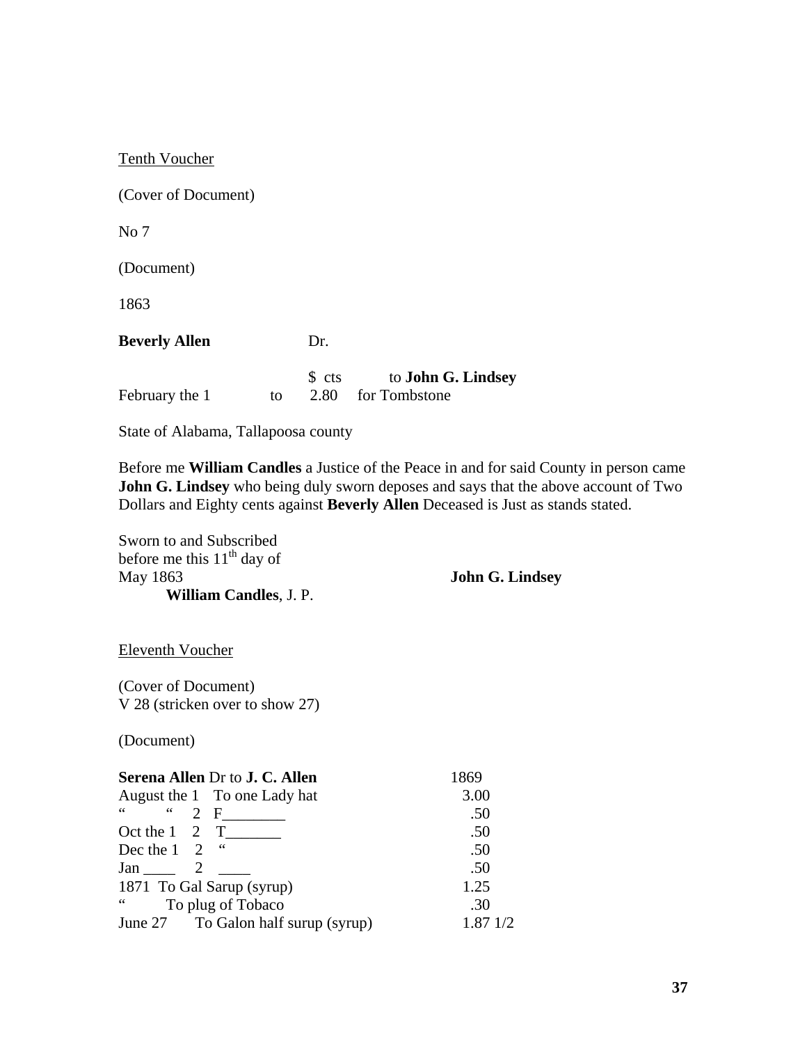Tenth Voucher

(Cover of Document)

No 7

(Document)

1863

**Beverly Allen** Dr.

| | | $ cts | to **John G. Lindsey** |
|---|---|---|---|
| February the 1 | to | 2.80 | for Tombstone |

State of Alabama, Tallapoosa county

Before me **William Candles** a Justice of the Peace in and for said County in person came **John G. Lindsey** who being duly sworn deposes and says that the above account of Two Dollars and Eighty cents against **Beverly Allen** Deceased is Just as stands stated.

Sworn to and Subscribed
before me this 11th day of
May 1863 **John G. Lindsey**
**William Candles**, J. P.

Eleventh Voucher

(Cover of Document)
V 28 (stricken over to show 27)

(Document)

| **Serena Allen** Dr to **J. C. Allen** | 1869 |
|---|---|
| August the 1 To one Lady hat | 3.00 |
| " " 2 F________ | .50 |
| Oct the 1 2 T_______ | .50 |
| Dec the 1 2 " | .50 |
| Jan ____ 2 ____ | .50 |
| 1871 To Gal Sarup (syrup) | 1.25 |
| " To plug of Tobaco | .30 |
| June 27 To Galon half surup (syrup) | 1.87 1/2 |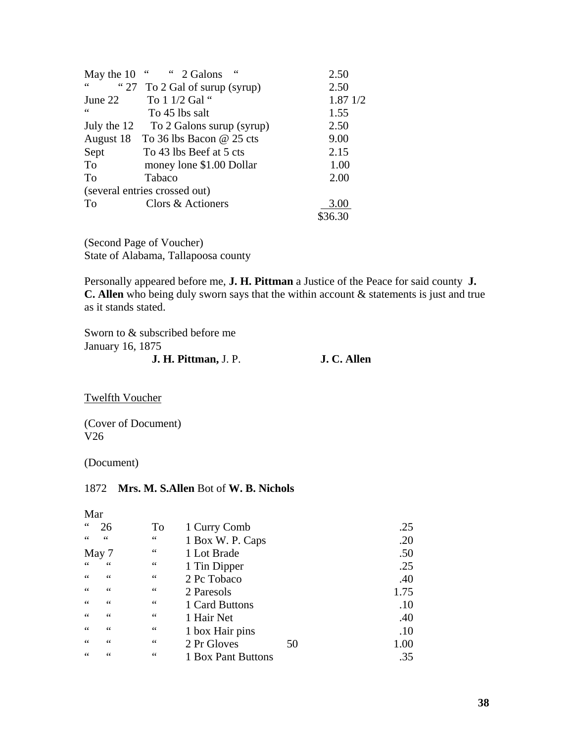| | | |
|---|---|---|
| May the 10 " | " 2 Galons " | 2.50 |
| " " 27 | To 2 Gal of surup (syrup) | 2.50 |
| June 22 | To 1 1/2 Gal " | 1.87 1/2 |
| " | To 45 lbs salt | 1.55 |
| July the 12 | To 2 Galons surup (syrup) | 2.50 |
| August 18 | To 36 lbs Bacon @ 25 cts | 9.00 |
| Sept | To 43 lbs Beef at 5 cts | 2.15 |
| To | money lone $1.00 Dollar | 1.00 |
| To | Tabaco | 2.00 |
| (several entries crossed out) | | |
| To | Clors & Actioners | 3.00 |
| | | $36.30 |

(Second Page of Voucher)
State of Alabama, Tallapoosa county

Personally appeared before me, **J. H. Pittman** a Justice of the Peace for said county **J. C. Allen** who being duly sworn says that the within account & statements is just and true as it stands stated.

Sworn to & subscribed before me
January 16, 1875
**J. H. Pittman,** J. P. **J. C. Allen**

Twelfth Voucher

(Cover of Document)
V26

(Document)

1872 **Mrs. M. S.Allen** Bot of **W. B. Nichols**

| | | | | |
|---|---|---|---|---|
| Mar | | | | |
| " 26 | To | 1 Curry Comb | | .25 |
| " " | " | 1 Box W. P. Caps | | .20 |
| May 7 | " | 1 Lot Brade | | .50 |
| " " | " | 1 Tin Dipper | | .25 |
| " " | " | 2 Pc Tobaco | | .40 |
| " " | " | 2 Paresols | | 1.75 |
| " " | " | 1 Card Buttons | | .10 |
| " " | " | 1 Hair Net | | .40 |
| " " | " | 1 box Hair pins | | .10 |
| " " | " | 2 Pr Gloves | 50 | 1.00 |
| " " | " | 1 Box Pant Buttons | | .35 |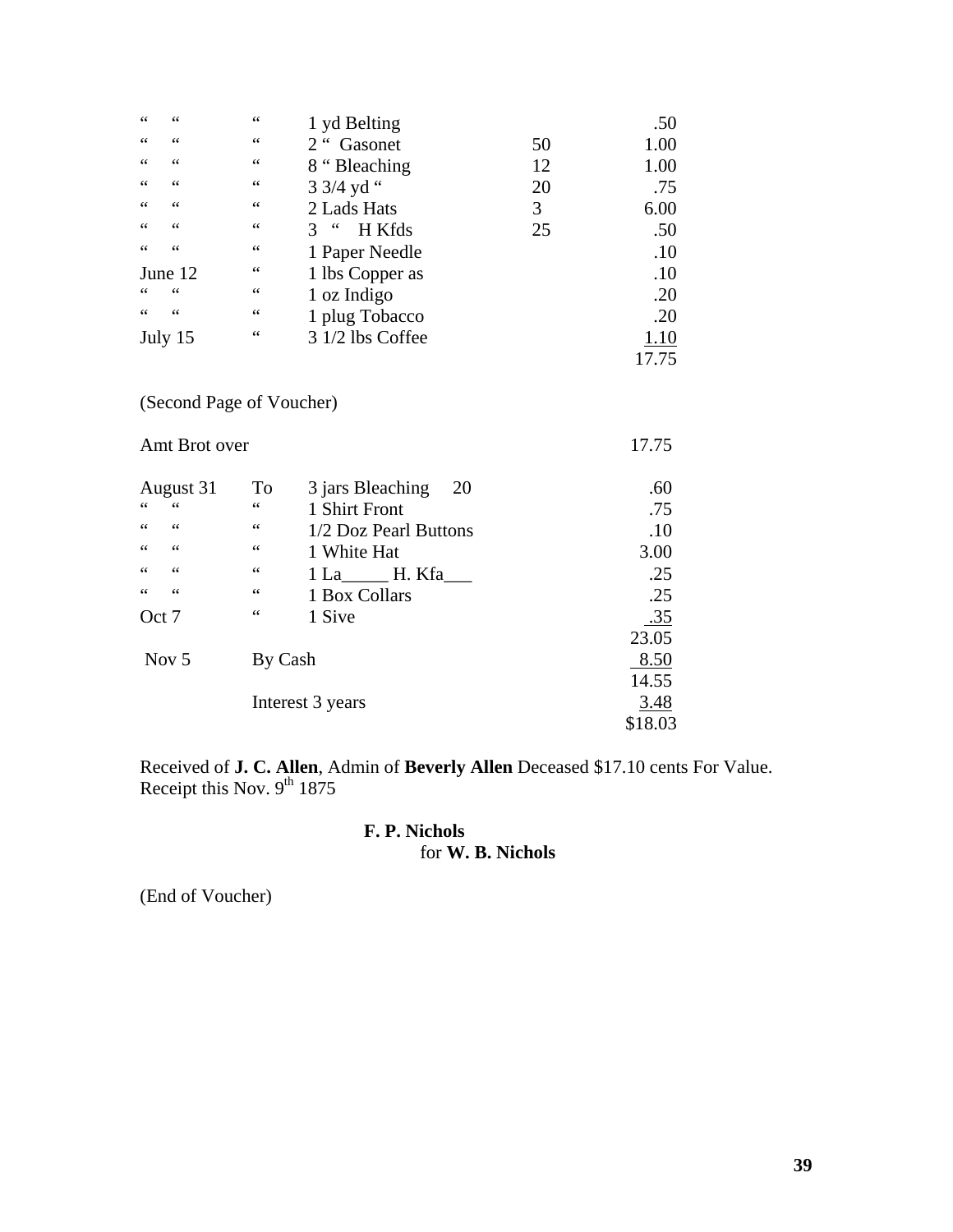| | | | | |
|---|---|---|---|---|
| “ “ | “ | 1 yd Belting | | .50 |
| “ “ | “ | 2 “ Gasonet | 50 | 1.00 |
| “ “ | “ | 8 “ Bleaching | 12 | 1.00 |
| “ “ | “ | 3 3/4 yd “ | 20 | .75 |
| “ “ | “ | 2 Lads Hats | 3 | 6.00 |
| “ “ | “ | 3 “ H Kfds | 25 | .50 |
| “ “ | “ | 1 Paper Needle | | .10 |
| June 12 | “ | 1 lbs Copper as | | .10 |
| “ “ | “ | 1 oz Indigo | | .20 |
| “ “ | “ | 1 plug Tobacco | | .20 |
| July 15 | “ | 3 1/2 lbs Coffee | | 1.10 |
| | | | | 17.75 |

(Second Page of Voucher)

| | | | |
|---|---|---|---|
| Amt Brot over | | | 17.75 |
| August 31 | To | 3 jars Bleaching 20 | .60 |
| “ “ | “ | 1 Shirt Front | .75 |
| “ “ | “ | 1/2 Doz Pearl Buttons | .10 |
| “ “ | “ | 1 White Hat | 3.00 |
| “ “ | “ | 1 La_____ H. Kfa___ | .25 |
| “ “ | “ | 1 Box Collars | .25 |
| Oct 7 | “ | 1 Sive | .35 |
| | | | 23.05 |
| Nov 5 | By Cash | | 8.50 |
| | | | 14.55 |
| | Interest 3 years | | 3.48 |
| | | | $18.03 |

Received of **J. C. Allen**, Admin of **Beverly Allen** Deceased $17.10 cents For Value. Receipt this Nov. 9th 1875

**F. P. Nichols**
for **W. B. Nichols**

(End of Voucher)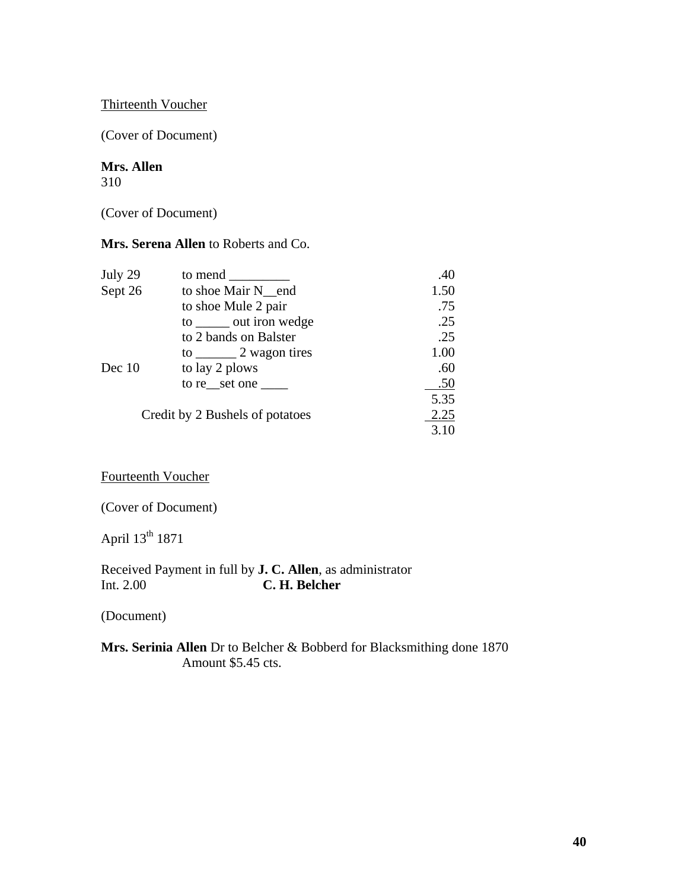Thirteenth Voucher

(Cover of Document)

**Mrs. Allen**
310

(Cover of Document)

**Mrs. Serena Allen** to Roberts and Co.

| | | |
|---|---|---|
| July 29 | to mend _________ | .40 |
| Sept 26 | to shoe Mair N__end | 1.50 |
| | to shoe Mule 2 pair | .75 |
| | to _____ out iron wedge | .25 |
| | to 2 bands on Balster | .25 |
| | to ______ 2 wagon tires | 1.00 |
| Dec 10 | to lay 2 plows | .60 |
| | to re__set one ____ | .50 |
| | | 5.35 |
| | Credit by 2 Bushels of potatoes | 2.25 |
| | | 3.10 |

Fourteenth Voucher

(Cover of Document)

April 13th 1871

Received Payment in full by **J. C. Allen**, as administrator
Int. 2.00 **C. H. Belcher**

(Document)

**Mrs. Serinia Allen** Dr to Belcher & Bobberd for Blacksmithing done 1870
Amount $5.45 cts.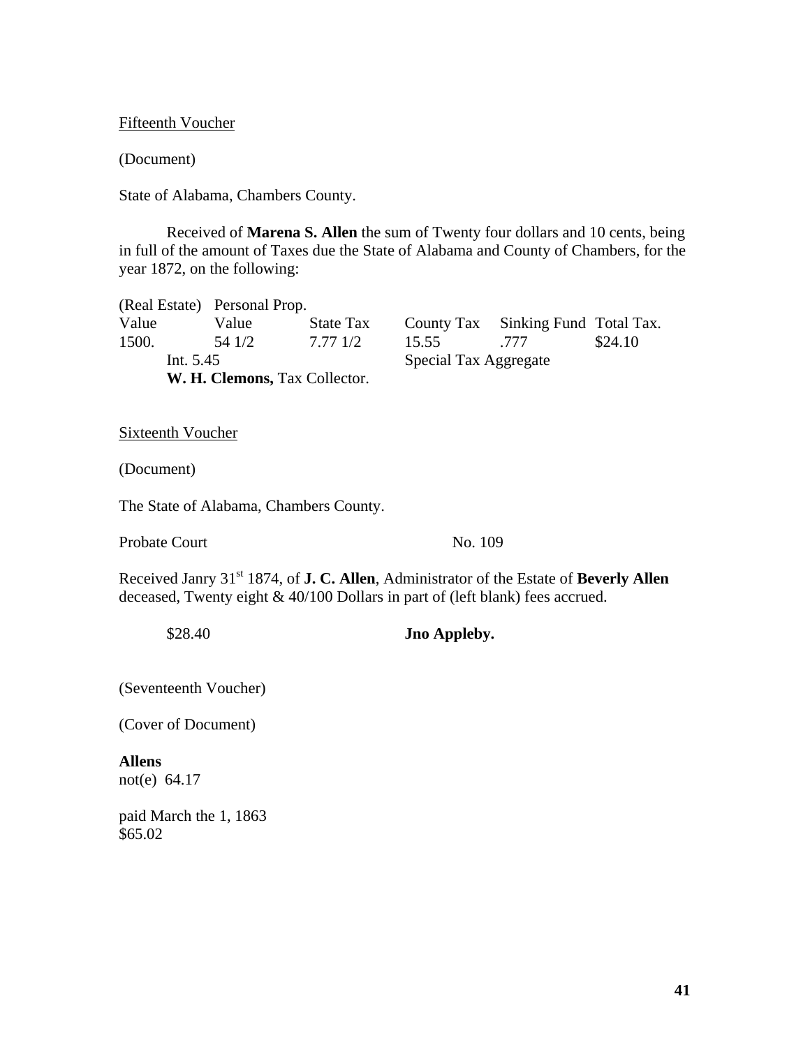Fifteenth Voucher

(Document)

State of Alabama, Chambers County.

Received of **Marena S. Allen** the sum of Twenty four dollars and 10 cents, being in full of the amount of Taxes due the State of Alabama and County of Chambers, for the year 1872, on the following:

| (Real Estate) Value | Personal Prop. Value | State Tax | County Tax | Sinking Fund | Total Tax. |
|---|---|---|---|---|---|
| 1500. | 54 1/2 | 7.77 1/2 | 15.55 | .777 | $24.10 |
| Int. 5.45 | | | Special Tax Aggregate | | |

**W. H. Clemons,** Tax Collector.

Sixteenth Voucher

(Document)

The State of Alabama, Chambers County.

Probate Court No. 109

Received Janry 31st 1874, of **J. C. Allen**, Administrator of the Estate of **Beverly Allen** deceased, Twenty eight & 40/100 Dollars in part of (left blank) fees accrued.

$28.40 **Jno Appleby.**

(Seventeenth Voucher)

(Cover of Document)

**Allens**
not(e) 64.17

paid March the 1, 1863
$65.02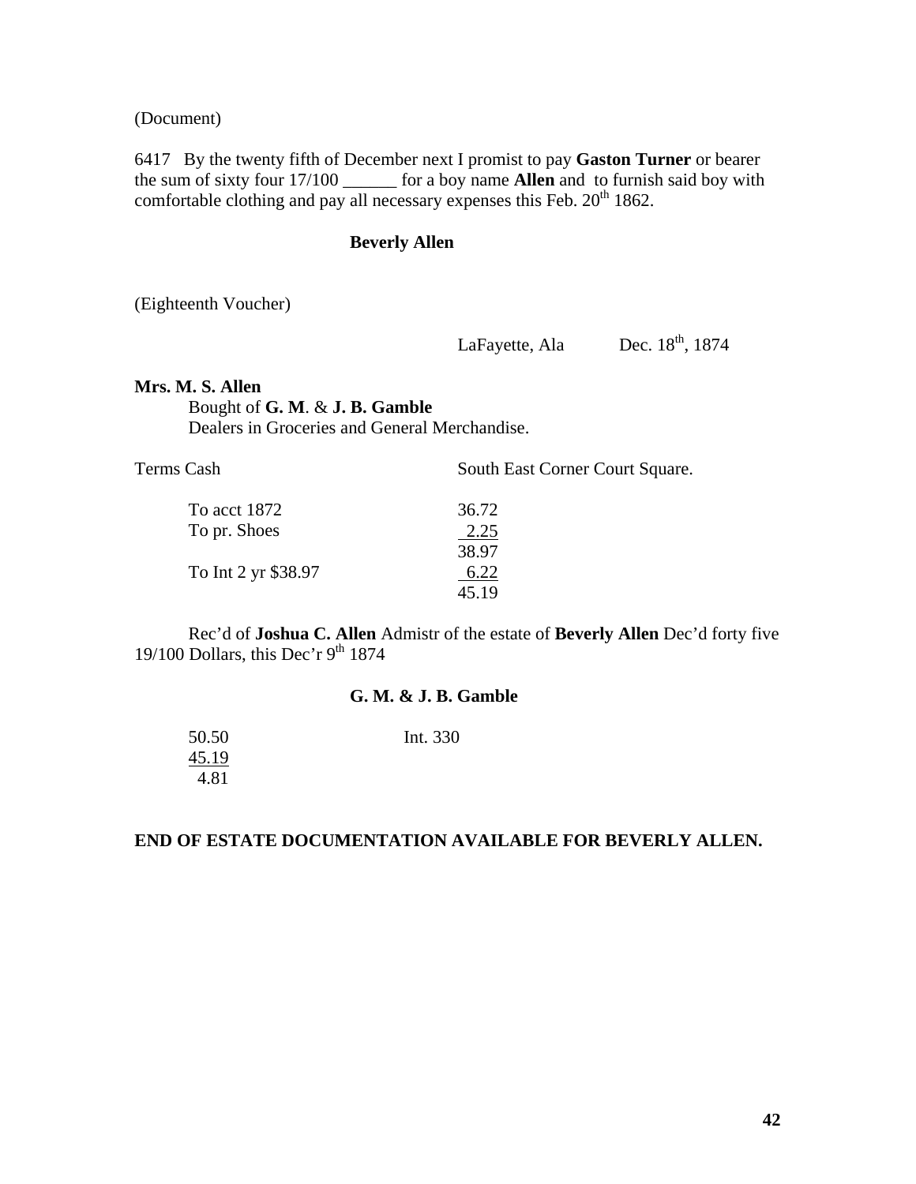(Document)

6417 By the twenty fifth of December next I promist to pay **Gaston Turner** or bearer the sum of sixty four 17/100 ______ for a boy name **Allen** and to furnish said boy with comfortable clothing and pay all necessary expenses this Feb. 20th 1862.

**Beverly Allen**

(Eighteenth Voucher)

LaFayette, Ala Dec. 18th, 1874

**Mrs. M. S. Allen**
Bought of **G. M**. & **J. B. Gamble**
Dealers in Groceries and General Merchandise.

Terms Cash South East Corner Court Square.

| | |
|---|---|
| To acct 1872 | 36.72 |
| To pr. Shoes | 2.25 |
| | 38.97 |
| To Int 2 yr $38.97 | 6.22 |
| | 45.19 |

Rec'd of **Joshua C. Allen** Admistr of the estate of **Beverly Allen** Dec'd forty five 19/100 Dollars, this Dec'r 9th 1874

**G. M. & J. B. Gamble**

| | |
|---|---|
| 50.50 | Int. 330 |
| 45.19 | |
| 4.81 | |

**END OF ESTATE DOCUMENTATION AVAILABLE FOR BEVERLY ALLEN.**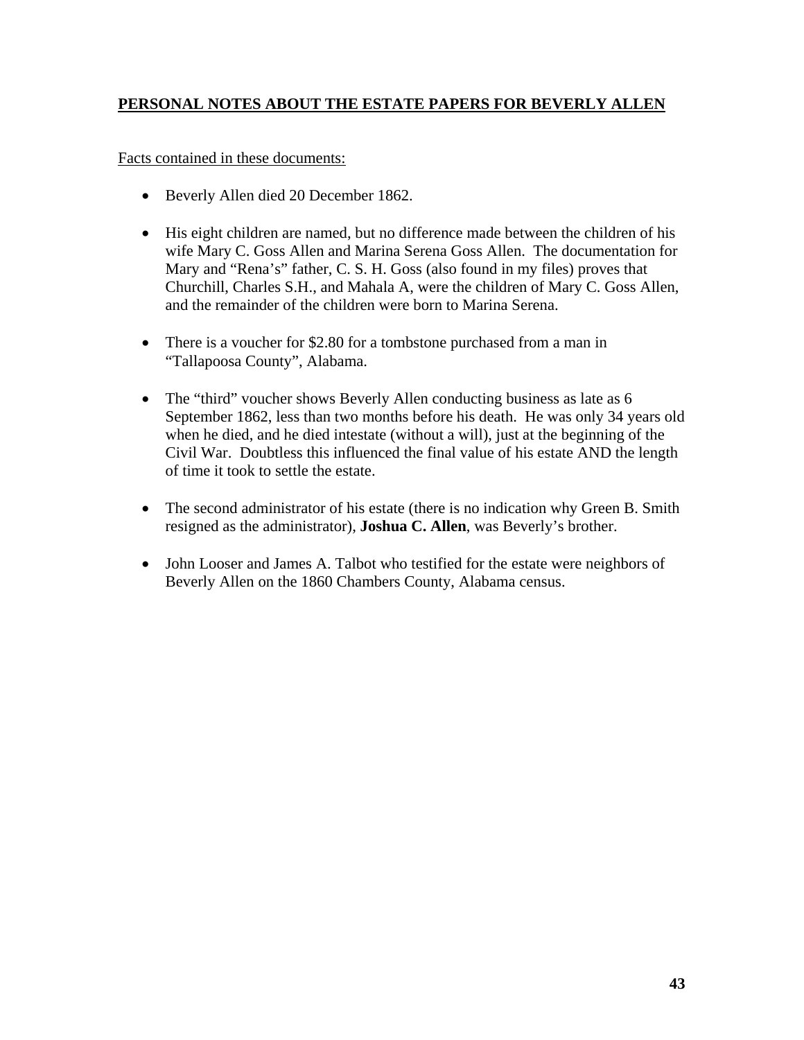**PERSONAL NOTES ABOUT THE ESTATE PAPERS FOR BEVERLY ALLEN**

Facts contained in these documents:

- Beverly Allen died 20 December 1862.
- His eight children are named, but no difference made between the children of his wife Mary C. Goss Allen and Marina Serena Goss Allen. The documentation for Mary and "Rena's" father, C. S. H. Goss (also found in my files) proves that Churchill, Charles S.H., and Mahala A, were the children of Mary C. Goss Allen, and the remainder of the children were born to Marina Serena.
- There is a voucher for $2.80 for a tombstone purchased from a man in "Tallapoosa County", Alabama.
- The "third" voucher shows Beverly Allen conducting business as late as 6 September 1862, less than two months before his death. He was only 34 years old when he died, and he died intestate (without a will), just at the beginning of the Civil War. Doubtless this influenced the final value of his estate AND the length of time it took to settle the estate.
- The second administrator of his estate (there is no indication why Green B. Smith resigned as the administrator), **Joshua C. Allen**, was Beverly's brother.
- John Looser and James A. Talbot who testified for the estate were neighbors of Beverly Allen on the 1860 Chambers County, Alabama census.